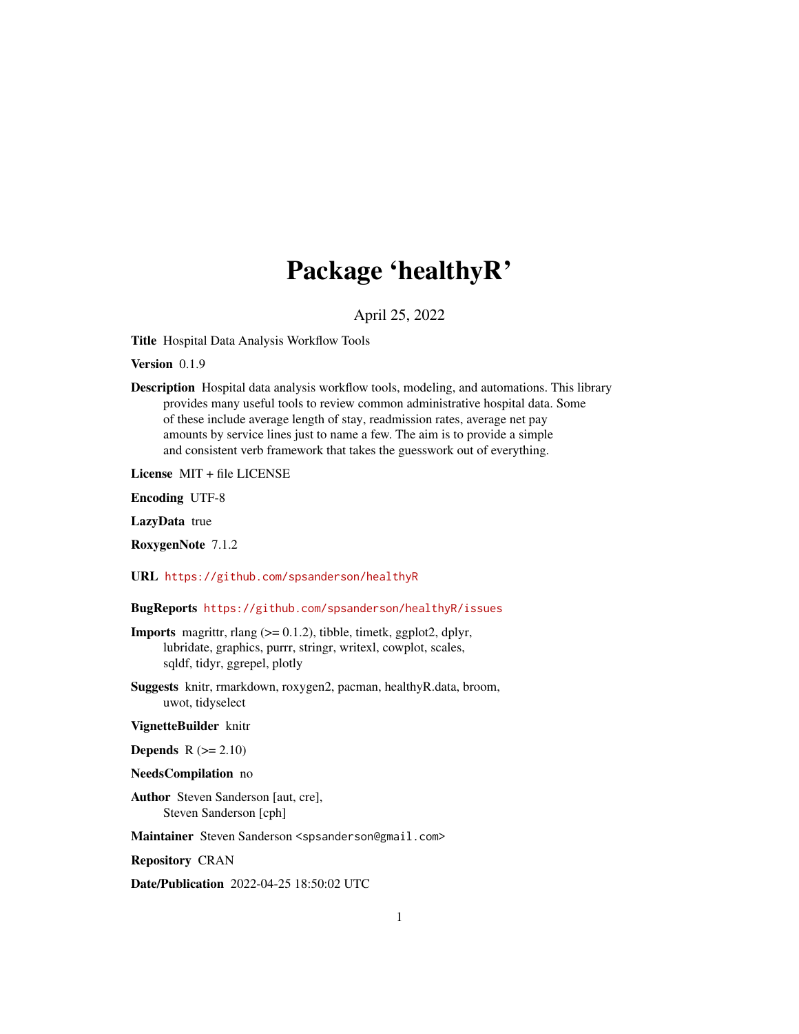# Package 'healthyR'

April 25, 2022

**Title** Hospital Data Analysis Workflow Tools

**Version** 0.1.9

**Description** Hospital data analysis workflow tools, modeling, and automations. This library provides many useful tools to review common administrative hospital data. Some of these include average length of stay, readmission rates, average net pay amounts by service lines just to name a few. The aim is to provide a simple and consistent verb framework that takes the guesswork out of everything.

**License** MIT + file LICENSE

**Encoding** UTF-8

**LazyData** true

**RoxygenNote** 7.1.2

**URL** https://github.com/spsanderson/healthyR

**BugReports** https://github.com/spsanderson/healthyR/issues

**Imports** magrittr, rlang (>= 0.1.2), tibble, timetk, ggplot2, dplyr, lubridate, graphics, purrr, stringr, writexl, cowplot, scales, sqldf, tidyr, ggrepel, plotly

**Suggests** knitr, rmarkdown, roxygen2, pacman, healthyR.data, broom, uwot, tidyselect

**VignetteBuilder** knitr

**Depends** R (>= 2.10)

**NeedsCompilation** no

**Author** Steven Sanderson [aut, cre], Steven Sanderson [cph]

**Maintainer** Steven Sanderson <spsanderson@gmail.com>

**Repository** CRAN

**Date/Publication** 2022-04-25 18:50:02 UTC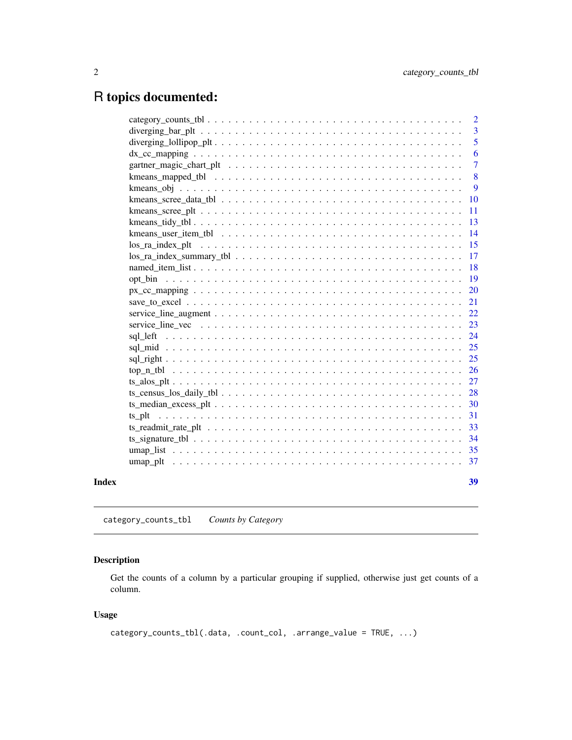# R topics documented:

| | |
|---|---|
| category_counts_tbl | 2 |
| diverging_bar_plt | 3 |
| diverging_lollipop_plt | 5 |
| dx_cc_mapping | 6 |
| gartner_magic_chart_plt | 7 |
| kmeans_mapped_tbl | 8 |
| kmeans_obj | 9 |
| kmeans_scree_data_tbl | 10 |
| kmeans_scree_plt | 11 |
| kmeans_tidy_tbl | 13 |
| kmeans_user_item_tbl | 14 |
| los_ra_index_plt | 15 |
| los_ra_index_summary_tbl | 17 |
| named_item_list | 18 |
| opt_bin | 19 |
| px_cc_mapping | 20 |
| save_to_excel | 21 |
| service_line_augment | 22 |
| service_line_vec | 23 |
| sql_left | 24 |
| sql_mid | 25 |
| sql_right | 25 |
| top_n_tbl | 26 |
| ts_alos_plt | 27 |
| ts_census_los_daily_tbl | 28 |
| ts_median_excess_plt | 30 |
| ts_plt | 31 |
| ts_readmit_rate_plt | 33 |
| ts_signature_tbl | 34 |
| umap_list | 35 |
| umap_plt | 37 |

**Index** **39**

---

`category_counts_tbl` *Counts by Category*

---

## Description

Get the counts of a column by a particular grouping if supplied, otherwise just get counts of a column.

## Usage

```
category_counts_tbl(.data, .count_col, .arrange_value = TRUE, ...)
```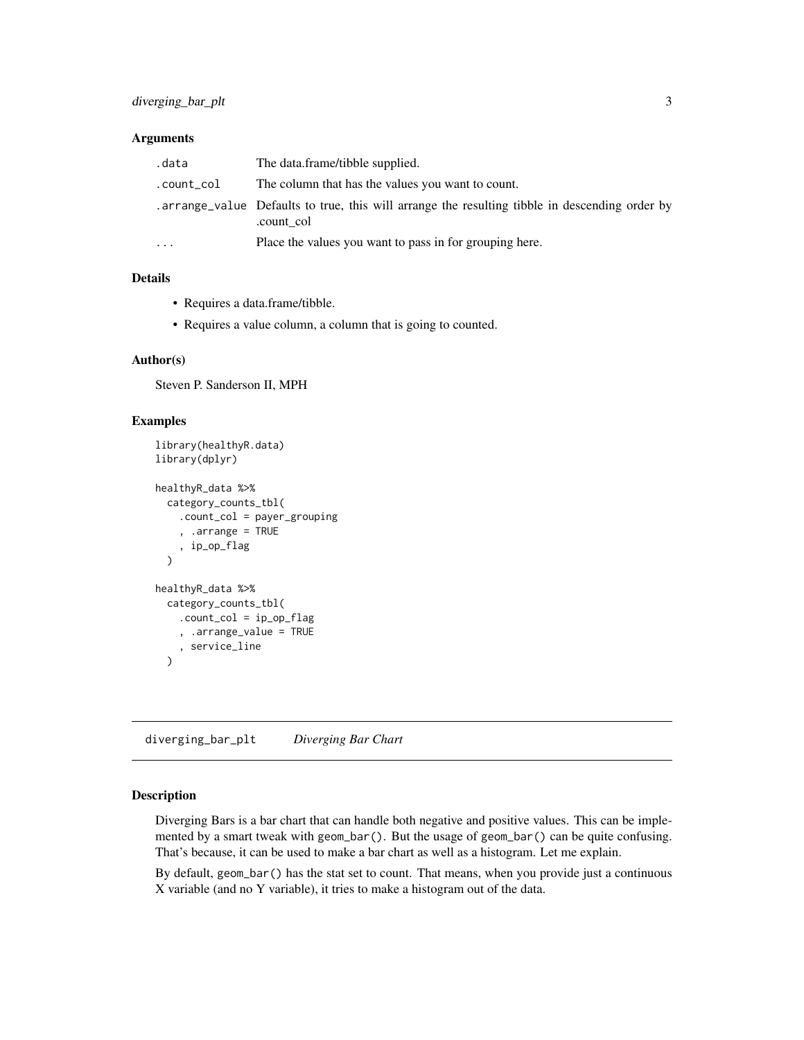### Arguments

| | |
|---|---|
| .data | The data.frame/tibble supplied. |
| .count_col | The column that has the values you want to count. |
| .arrange_value | Defaults to true, this will arrange the resulting tibble in descending order by .count_col |
| ... | Place the values you want to pass in for grouping here. |

### Details

- Requires a data.frame/tibble.
- Requires a value column, a column that is going to counted.

### Author(s)

Steven P. Sanderson II, MPH

### Examples

```
library(healthyR.data)
library(dplyr)

healthyR_data %>%
  category_counts_tbl(
    .count_col = payer_grouping
    , .arrange = TRUE
    , ip_op_flag
  )

healthyR_data %>%
  category_counts_tbl(
    .count_col = ip_op_flag
    , .arrange_value = TRUE
    , service_line
  )
```

---

## diverging_bar_plt    *Diverging Bar Chart*

### Description

Diverging Bars is a bar chart that can handle both negative and positive values. This can be implemented by a smart tweak with `geom_bar()`. But the usage of `geom_bar()` can be quite confusing. That's because, it can be used to make a bar chart as well as a histogram. Let me explain.

By default, `geom_bar()` has the stat set to count. That means, when you provide just a continuous X variable (and no Y variable), it tries to make a histogram out of the data.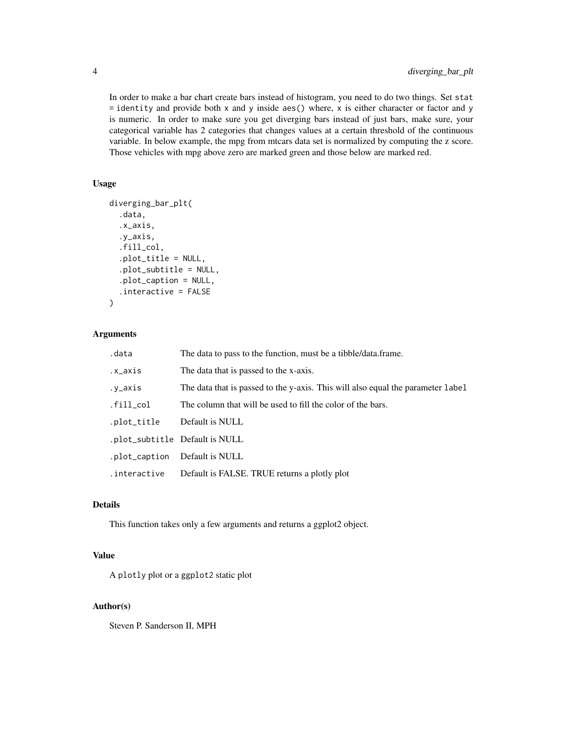In order to make a bar chart create bars instead of histogram, you need to do two things. Set `stat = identity` and provide both `x` and `y` inside `aes()` where, `x` is either character or factor and `y` is numeric. In order to make sure you get diverging bars instead of just bars, make sure, your categorical variable has 2 categories that changes values at a certain threshold of the continuous variable. In below example, the mpg from mtcars data set is normalized by computing the z score. Those vehicles with mpg above zero are marked green and those below are marked red.

### Usage

```
diverging_bar_plt(
  .data,
  .x_axis,
  .y_axis,
  .fill_col,
  .plot_title = NULL,
  .plot_subtitle = NULL,
  .plot_caption = NULL,
  .interactive = FALSE
)
```

### Arguments

| | |
|---|---|
| `.data` | The data to pass to the function, must be a tibble/data.frame. |
| `.x_axis` | The data that is passed to the x-axis. |
| `.y_axis` | The data that is passed to the y-axis. This will also equal the parameter `label` |
| `.fill_col` | The column that will be used to fill the color of the bars. |
| `.plot_title` | Default is NULL |
| `.plot_subtitle` | Default is NULL |
| `.plot_caption` | Default is NULL |
| `.interactive` | Default is FALSE. TRUE returns a plotly plot |

### Details

This function takes only a few arguments and returns a ggplot2 object.

### Value

A `plotly` plot or a `ggplot2` static plot

### Author(s)

Steven P. Sanderson II, MPH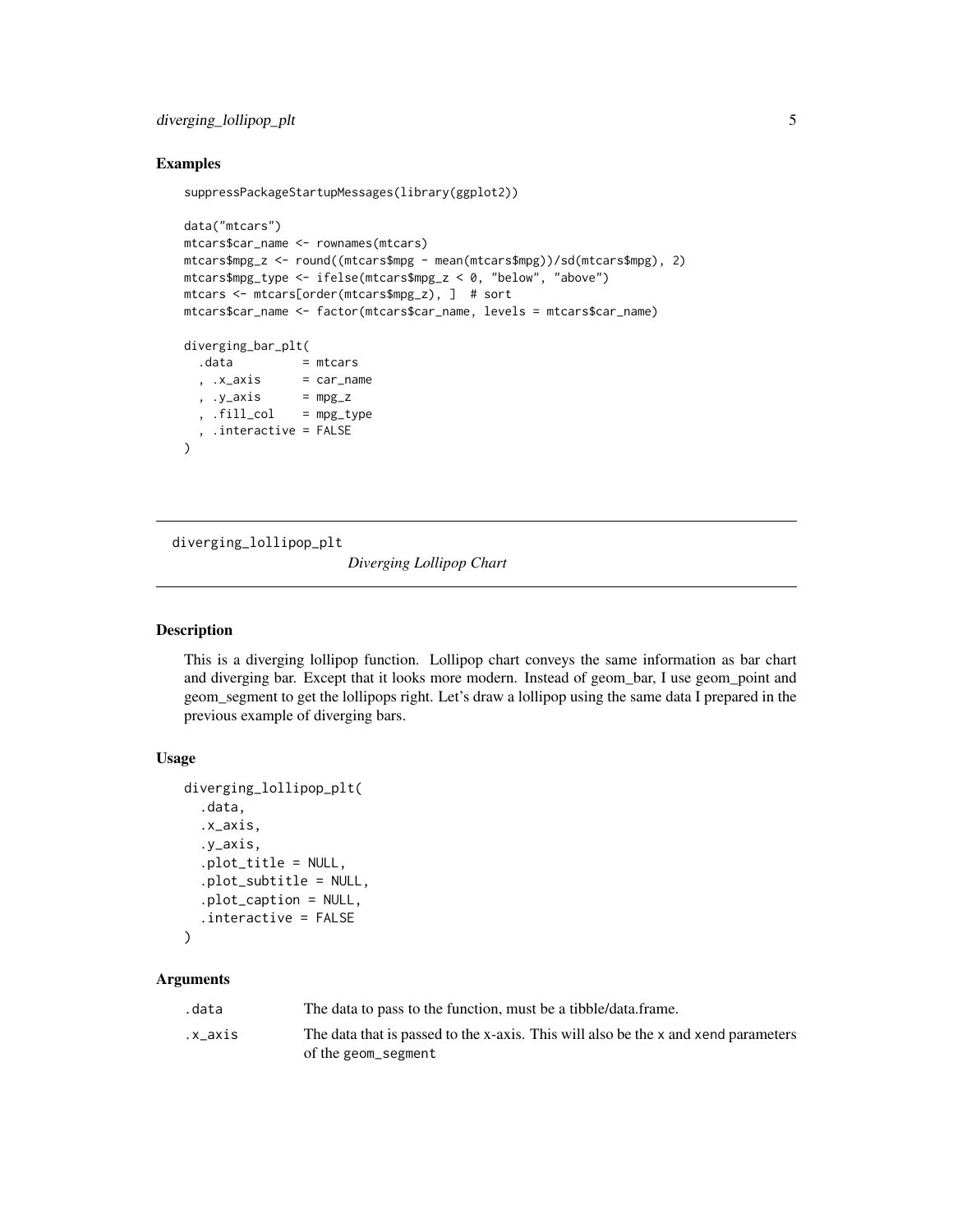### Examples

```
suppressPackageStartupMessages(library(ggplot2))

data("mtcars")
mtcars$car_name <- rownames(mtcars)
mtcars$mpg_z <- round((mtcars$mpg - mean(mtcars$mpg))/sd(mtcars$mpg), 2)
mtcars$mpg_type <- ifelse(mtcars$mpg_z < 0, "below", "above")
mtcars <- mtcars[order(mtcars$mpg_z), ]  # sort
mtcars$car_name <- factor(mtcars$car_name, levels = mtcars$car_name)

diverging_bar_plt(
  .data          = mtcars
  , .x_axis      = car_name
  , .y_axis      = mpg_z
  , .fill_col    = mpg_type
  , .interactive = FALSE
)
```

---

## diverging_lollipop_plt

*Diverging Lollipop Chart*

---

### Description

This is a diverging lollipop function. Lollipop chart conveys the same information as bar chart and diverging bar. Except that it looks more modern. Instead of geom_bar, I use geom_point and geom_segment to get the lollipops right. Let's draw a lollipop using the same data I prepared in the previous example of diverging bars.

### Usage

```
diverging_lollipop_plt(
  .data,
  .x_axis,
  .y_axis,
  .plot_title = NULL,
  .plot_subtitle = NULL,
  .plot_caption = NULL,
  .interactive = FALSE
)
```

### Arguments

| | |
|---|---|
| `.data` | The data to pass to the function, must be a tibble/data.frame. |
| `.x_axis` | The data that is passed to the x-axis. This will also be the `x` and `xend` parameters of the `geom_segment` |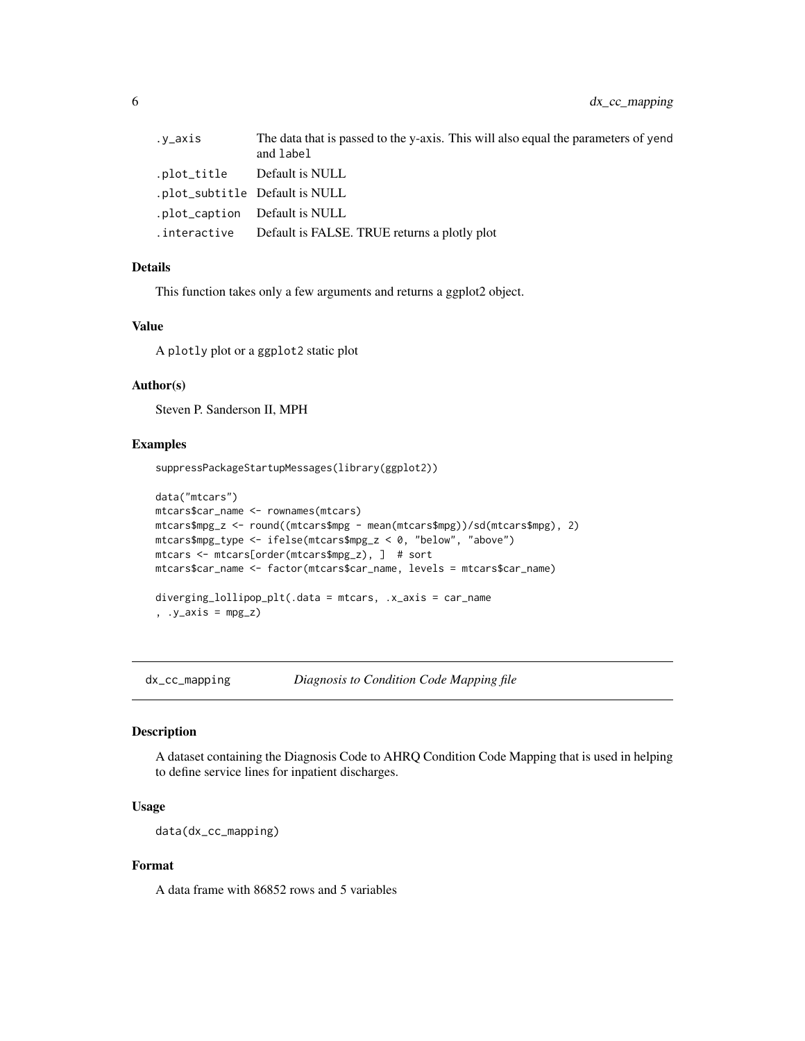| | |
|---|---|
| .y_axis | The data that is passed to the y-axis. This will also equal the parameters of yend and label |
| .plot_title | Default is NULL |
| .plot_subtitle | Default is NULL |
| .plot_caption | Default is NULL |
| .interactive | Default is FALSE. TRUE returns a plotly plot |

### Details

This function takes only a few arguments and returns a ggplot2 object.

### Value

A plotly plot or a ggplot2 static plot

### Author(s)

Steven P. Sanderson II, MPH

### Examples

```
suppressPackageStartupMessages(library(ggplot2))

data("mtcars")
mtcars$car_name <- rownames(mtcars)
mtcars$mpg_z <- round((mtcars$mpg - mean(mtcars$mpg))/sd(mtcars$mpg), 2)
mtcars$mpg_type <- ifelse(mtcars$mpg_z < 0, "below", "above")
mtcars <- mtcars[order(mtcars$mpg_z), ]  # sort
mtcars$car_name <- factor(mtcars$car_name, levels = mtcars$car_name)

diverging_lollipop_plt(.data = mtcars, .x_axis = car_name
, .y_axis = mpg_z)
```

---

## dx_cc_mapping *Diagnosis to Condition Code Mapping file*

### Description

A dataset containing the Diagnosis Code to AHRQ Condition Code Mapping that is used in helping to define service lines for inpatient discharges.

### Usage

```
data(dx_cc_mapping)
```

### Format

A data frame with 86852 rows and 5 variables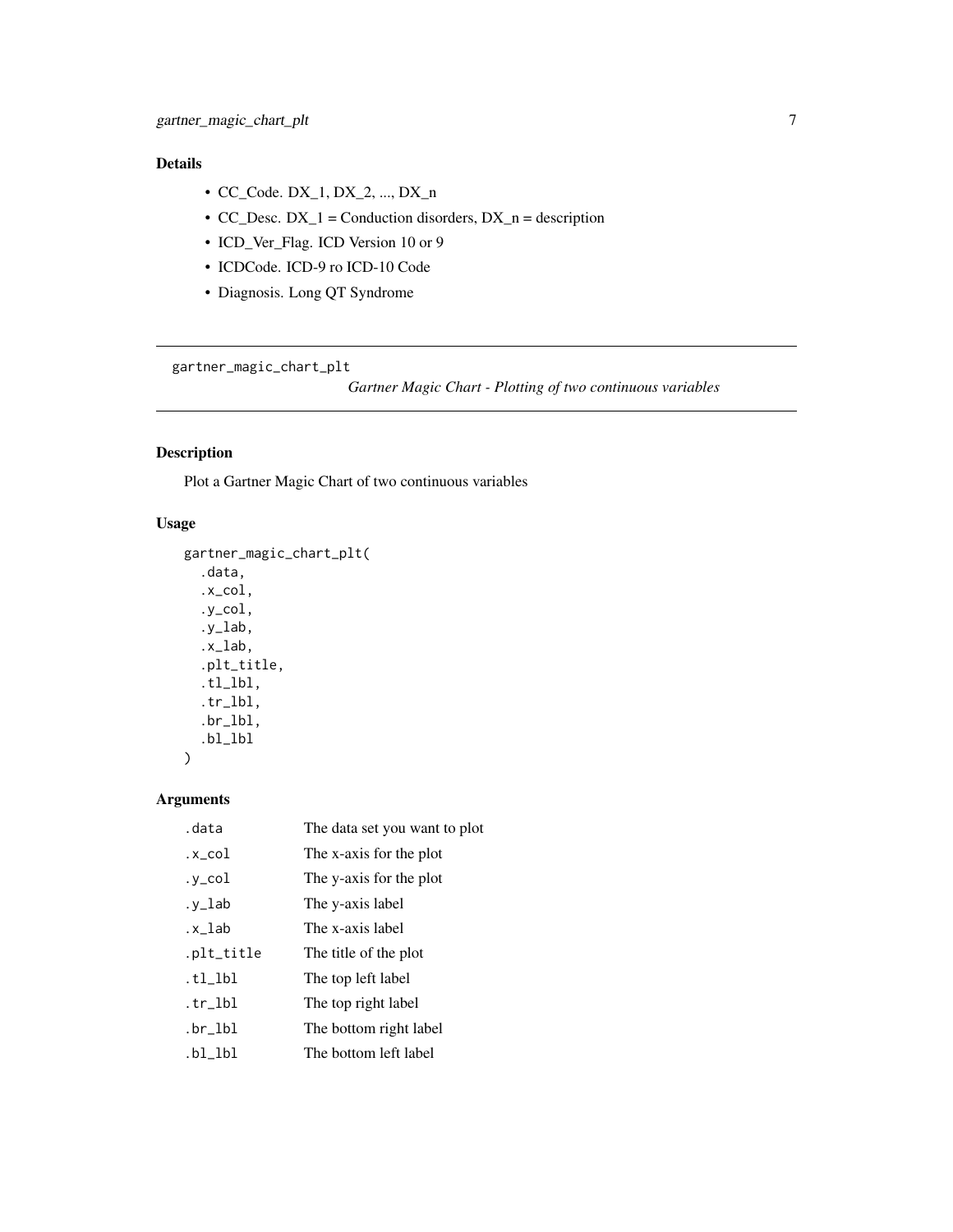## Details

- CC_Code. DX_1, DX_2, ..., DX_n
- CC_Desc. DX_1 = Conduction disorders, DX_n = description
- ICD_Ver_Flag. ICD Version 10 or 9
- ICDCode. ICD-9 ro ICD-10 Code
- Diagnosis. Long QT Syndrome

---

# gartner_magic_chart_plt

*Gartner Magic Chart - Plotting of two continuous variables*

---

## Description

Plot a Gartner Magic Chart of two continuous variables

## Usage

```
gartner_magic_chart_plt(
  .data,
  .x_col,
  .y_col,
  .y_lab,
  .x_lab,
  .plt_title,
  .tl_lbl,
  .tr_lbl,
  .br_lbl,
  .bl_lbl
)
```

## Arguments

| | |
|---|---|
| `.data` | The data set you want to plot |
| `.x_col` | The x-axis for the plot |
| `.y_col` | The y-axis for the plot |
| `.y_lab` | The y-axis label |
| `.x_lab` | The x-axis label |
| `.plt_title` | The title of the plot |
| `.tl_lbl` | The top left label |
| `.tr_lbl` | The top right label |
| `.br_lbl` | The bottom right label |
| `.bl_lbl` | The bottom left label |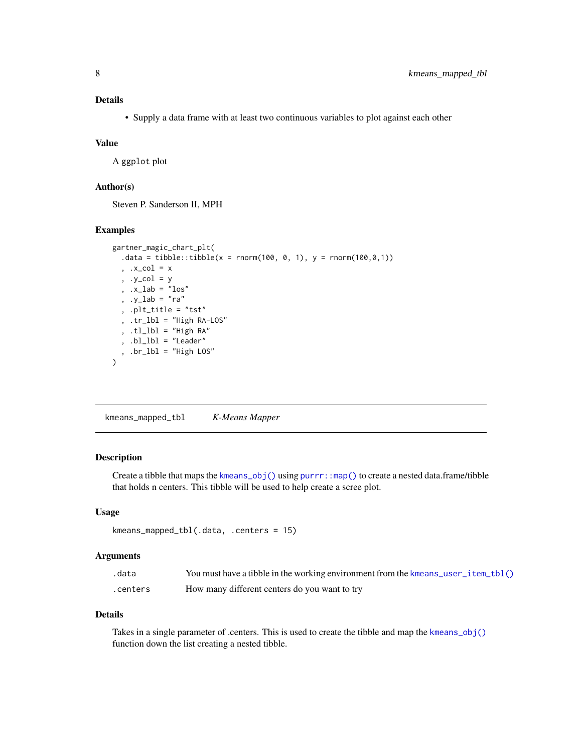### Details

- Supply a data frame with at least two continuous variables to plot against each other

### Value

A `ggplot` plot

### Author(s)

Steven P. Sanderson II, MPH

### Examples

```
gartner_magic_chart_plt(
  .data = tibble::tibble(x = rnorm(100, 0, 1), y = rnorm(100,0,1))
  , .x_col = x
  , .y_col = y
  , .x_lab = "los"
  , .y_lab = "ra"
  , .plt_title = "tst"
  , .tr_lbl = "High RA-LOS"
  , .tl_lbl = "High RA"
  , .bl_lbl = "Leader"
  , .br_lbl = "High LOS"
)
```

---

## kmeans_mapped_tbl    *K-Means Mapper*

---

### Description

Create a tibble that maps the `kmeans_obj()` using `purrr::map()` to create a nested data.frame/tibble that holds n centers. This tibble will be used to help create a scree plot.

### Usage

```
kmeans_mapped_tbl(.data, .centers = 15)
```

### Arguments

| | |
|---|---|
| `.data` | You must have a tibble in the working environment from the `kmeans_user_item_tbl()` |
| `.centers` | How many different centers do you want to try |

### Details

Takes in a single parameter of .centers. This is used to create the tibble and map the `kmeans_obj()` function down the list creating a nested tibble.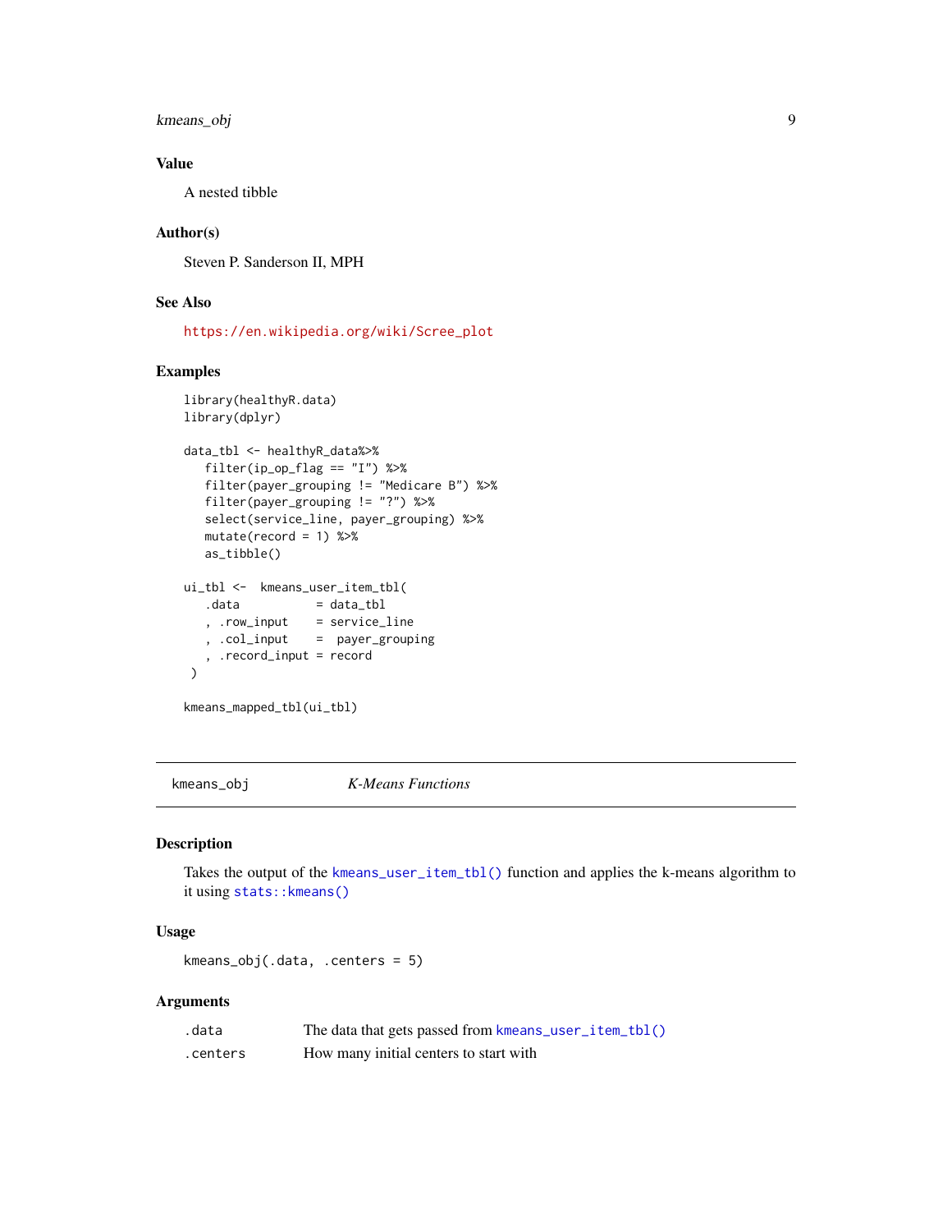## Value

A nested tibble

## Author(s)

Steven P. Sanderson II, MPH

## See Also

https://en.wikipedia.org/wiki/Scree_plot

## Examples

```
library(healthyR.data)
library(dplyr)

data_tbl <- healthyR_data%>%
   filter(ip_op_flag == "I") %>%
   filter(payer_grouping != "Medicare B") %>%
   filter(payer_grouping != "?") %>%
   select(service_line, payer_grouping) %>%
   mutate(record = 1) %>%
   as_tibble()

ui_tbl <-  kmeans_user_item_tbl(
   .data           = data_tbl
   , .row_input    = service_line
   , .col_input    =  payer_grouping
   , .record_input = record
 )

kmeans_mapped_tbl(ui_tbl)
```

---

# kmeans_obj    *K-Means Functions*

## Description

Takes the output of the `kmeans_user_item_tbl()` function and applies the k-means algorithm to it using `stats::kmeans()`

## Usage

```
kmeans_obj(.data, .centers = 5)
```

## Arguments

| | |
|---|---|
| .data | The data that gets passed from `kmeans_user_item_tbl()` |
| .centers | How many initial centers to start with |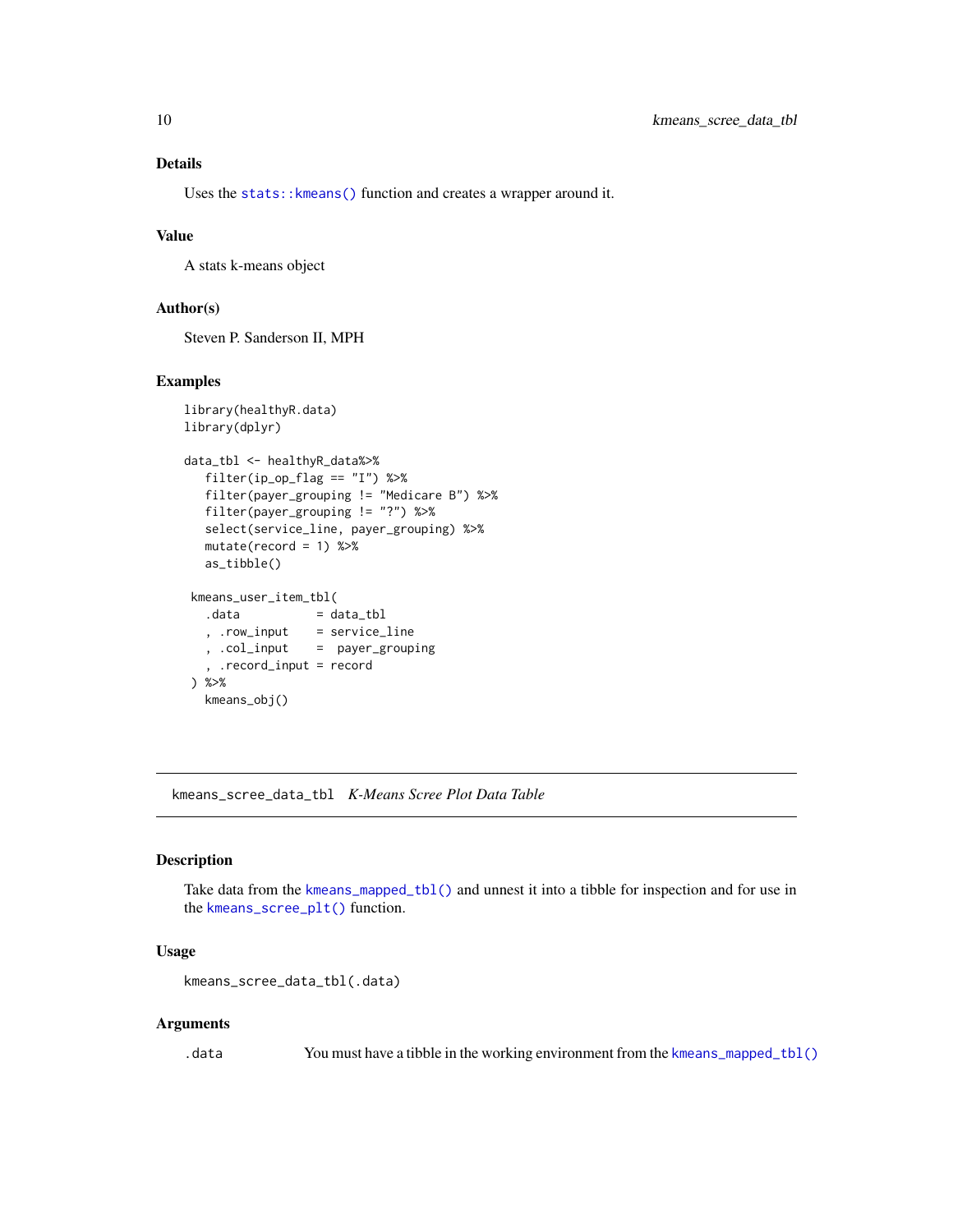## Details

Uses the `stats::kmeans()` function and creates a wrapper around it.

## Value

A stats k-means object

## Author(s)

Steven P. Sanderson II, MPH

## Examples

```
library(healthyR.data)
library(dplyr)

data_tbl <- healthyR_data%>%
   filter(ip_op_flag == "I") %>%
   filter(payer_grouping != "Medicare B") %>%
   filter(payer_grouping != "?") %>%
   select(service_line, payer_grouping) %>%
   mutate(record = 1) %>%
   as_tibble()

 kmeans_user_item_tbl(
   .data           = data_tbl
   , .row_input    = service_line
   , .col_input    =  payer_grouping
   , .record_input = record
 ) %>%
   kmeans_obj()
```

---

# kmeans_scree_data_tbl *K-Means Scree Plot Data Table*

## Description

Take data from the `kmeans_mapped_tbl()` and unnest it into a tibble for inspection and for use in the `kmeans_scree_plt()` function.

## Usage

```
kmeans_scree_data_tbl(.data)
```

## Arguments

| | |
|---|---|
| `.data` | You must have a tibble in the working environment from the `kmeans_mapped_tbl()` |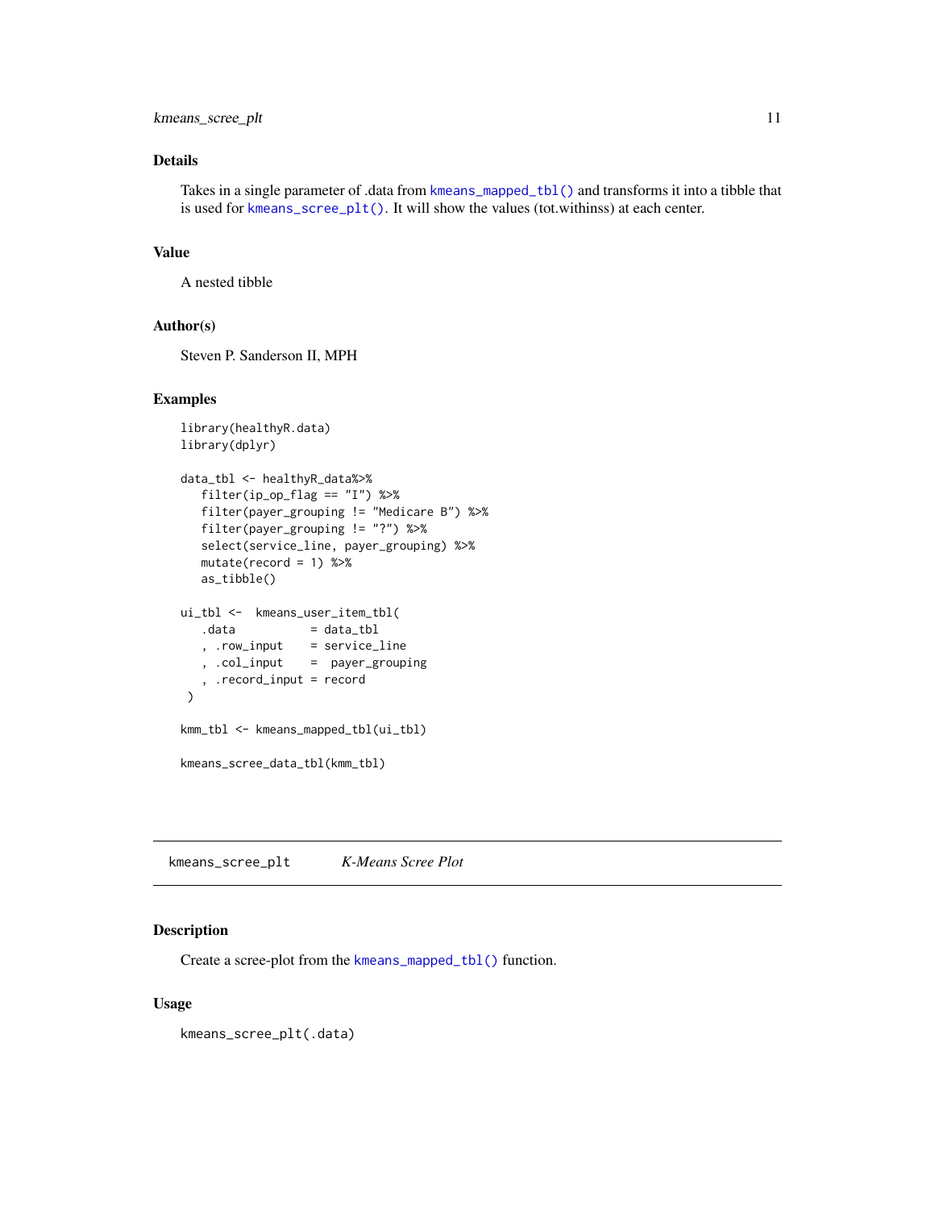## Details

Takes in a single parameter of .data from `kmeans_mapped_tbl()` and transforms it into a tibble that is used for `kmeans_scree_plt()`. It will show the values (tot.withinss) at each center.

## Value

A nested tibble

## Author(s)

Steven P. Sanderson II, MPH

## Examples

```
library(healthyR.data)
library(dplyr)

data_tbl <- healthyR_data%>%
   filter(ip_op_flag == "I") %>%
   filter(payer_grouping != "Medicare B") %>%
   filter(payer_grouping != "?") %>%
   select(service_line, payer_grouping) %>%
   mutate(record = 1) %>%
   as_tibble()

ui_tbl <-  kmeans_user_item_tbl(
   .data           = data_tbl
   , .row_input    = service_line
   , .col_input    =  payer_grouping
   , .record_input = record
 )

kmm_tbl <- kmeans_mapped_tbl(ui_tbl)

kmeans_scree_data_tbl(kmm_tbl)
```

---

# kmeans_scree_plt    *K-Means Scree Plot*

## Description

Create a scree-plot from the `kmeans_mapped_tbl()` function.

## Usage

```
kmeans_scree_plt(.data)
```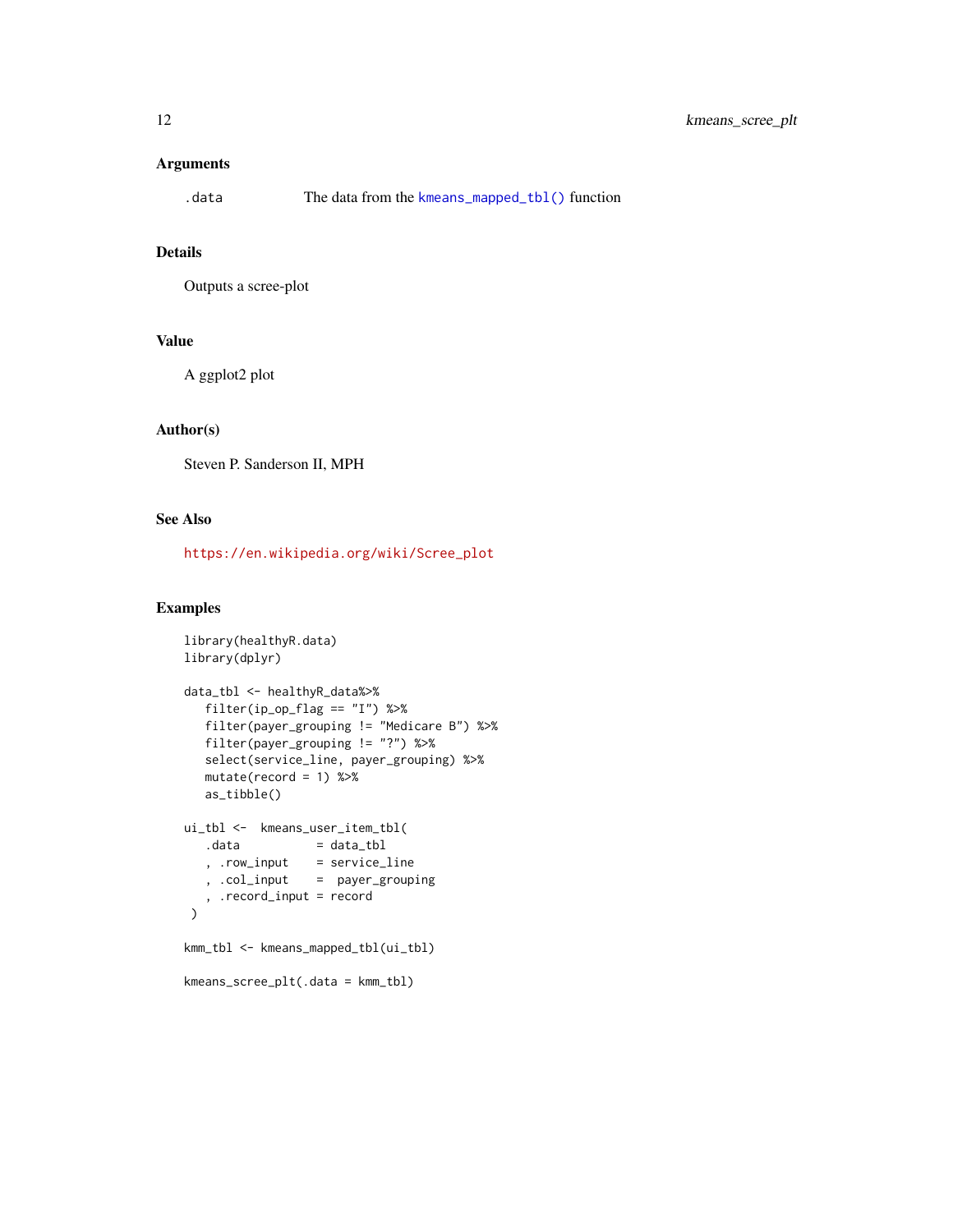### Arguments

`.data` The data from the `kmeans_mapped_tbl()` function

### Details

Outputs a scree-plot

### Value

A ggplot2 plot

### Author(s)

Steven P. Sanderson II, MPH

### See Also

https://en.wikipedia.org/wiki/Scree_plot

### Examples

```
library(healthyR.data)
library(dplyr)

data_tbl <- healthyR_data%>%
   filter(ip_op_flag == "I") %>%
   filter(payer_grouping != "Medicare B") %>%
   filter(payer_grouping != "?") %>%
   select(service_line, payer_grouping) %>%
   mutate(record = 1) %>%
   as_tibble()

ui_tbl <-  kmeans_user_item_tbl(
   .data           = data_tbl
   , .row_input    = service_line
   , .col_input    =  payer_grouping
   , .record_input = record
 )

kmm_tbl <- kmeans_mapped_tbl(ui_tbl)

kmeans_scree_plt(.data = kmm_tbl)
```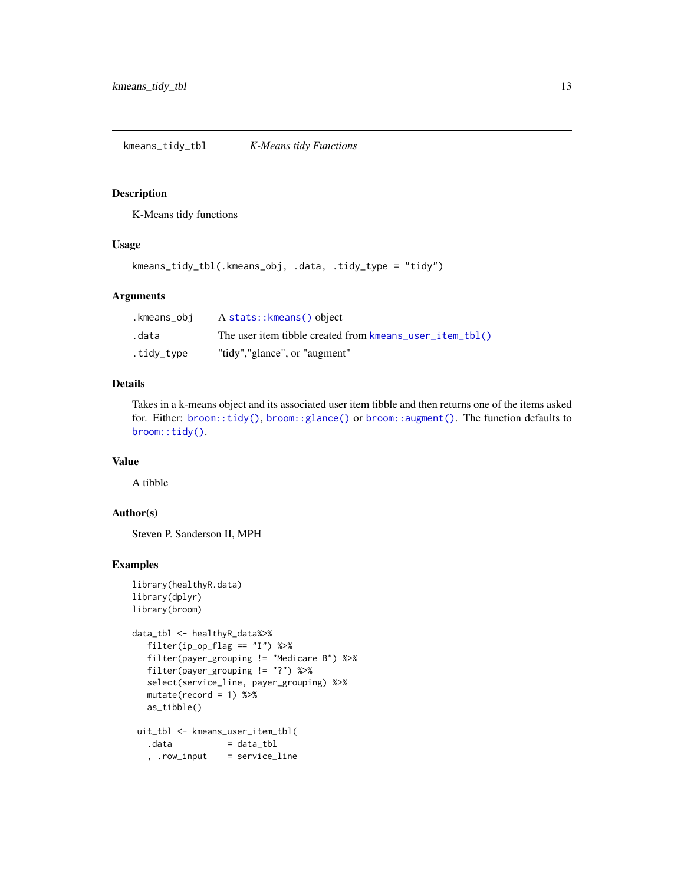## kmeans_tidy_tbl — *K-Means tidy Functions*

### Description

K-Means tidy functions

### Usage

```
kmeans_tidy_tbl(.kmeans_obj, .data, .tidy_type = "tidy")
```

### Arguments

| | |
|---|---|
| .kmeans_obj | A stats::kmeans() object |
| .data | The user item tibble created from kmeans_user_item_tbl() |
| .tidy_type | "tidy","glance", or "augment" |

### Details

Takes in a k-means object and its associated user item tibble and then returns one of the items asked for. Either: broom::tidy(), broom::glance() or broom::augment(). The function defaults to broom::tidy().

### Value

A tibble

### Author(s)

Steven P. Sanderson II, MPH

### Examples

```
library(healthyR.data)
library(dplyr)
library(broom)

data_tbl <- healthyR_data%>%
   filter(ip_op_flag == "I") %>%
   filter(payer_grouping != "Medicare B") %>%
   filter(payer_grouping != "?") %>%
   select(service_line, payer_grouping) %>%
   mutate(record = 1) %>%
   as_tibble()

 uit_tbl <- kmeans_user_item_tbl(
   .data           = data_tbl
   , .row_input    = service_line
```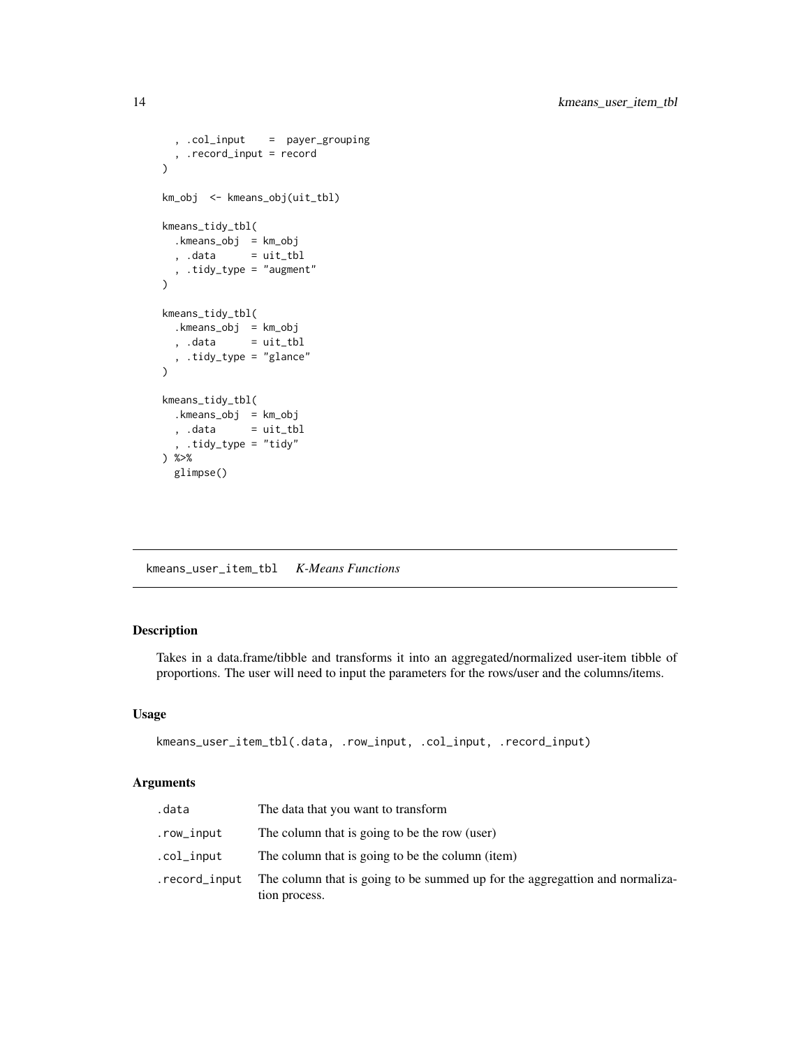```
  , .col_input    =  payer_grouping
  , .record_input = record
)

km_obj  <- kmeans_obj(uit_tbl)

kmeans_tidy_tbl(
  .kmeans_obj  = km_obj
  , .data      = uit_tbl
  , .tidy_type = "augment"
)

kmeans_tidy_tbl(
  .kmeans_obj  = km_obj
  , .data      = uit_tbl
  , .tidy_type = "glance"
)

kmeans_tidy_tbl(
  .kmeans_obj  = km_obj
  , .data      = uit_tbl
  , .tidy_type = "tidy"
) %>%
  glimpse()
```

---

## kmeans_user_item_tbl *K-Means Functions*

---

### Description

Takes in a data.frame/tibble and transforms it into an aggregated/normalized user-item tibble of proportions. The user will need to input the parameters for the rows/user and the columns/items.

### Usage

```
kmeans_user_item_tbl(.data, .row_input, .col_input, .record_input)
```

### Arguments

| | |
|---|---|
| .data | The data that you want to transform |
| .row_input | The column that is going to be the row (user) |
| .col_input | The column that is going to be the column (item) |
| .record_input | The column that is going to be summed up for the aggregattion and normalization process. |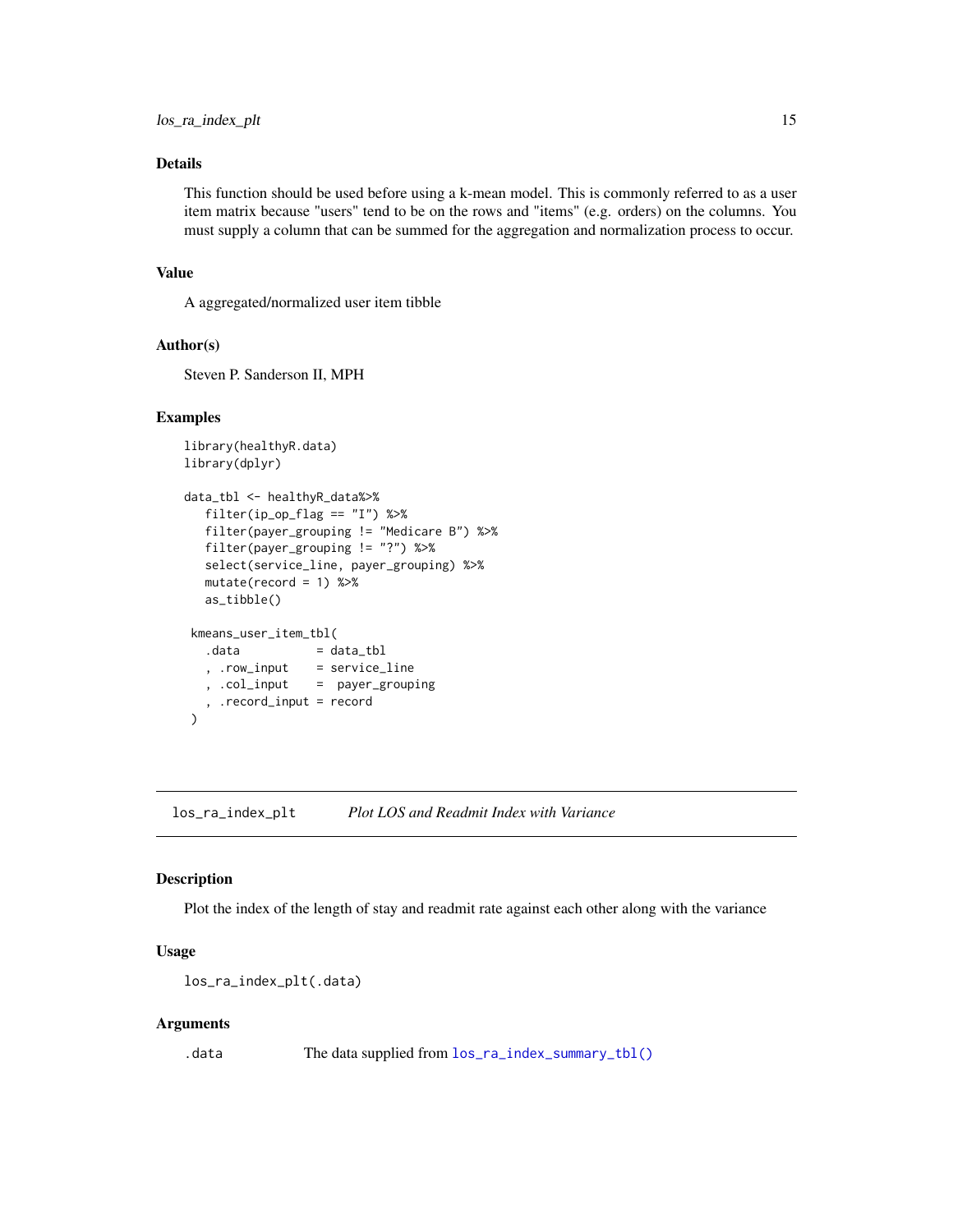## Details

This function should be used before using a k-mean model. This is commonly referred to as a user item matrix because "users" tend to be on the rows and "items" (e.g. orders) on the columns. You must supply a column that can be summed for the aggregation and normalization process to occur.

## Value

A aggregated/normalized user item tibble

## Author(s)

Steven P. Sanderson II, MPH

## Examples

```
library(healthyR.data)
library(dplyr)

data_tbl <- healthyR_data%>%
   filter(ip_op_flag == "I") %>%
   filter(payer_grouping != "Medicare B") %>%
   filter(payer_grouping != "?") %>%
   select(service_line, payer_grouping) %>%
   mutate(record = 1) %>%
   as_tibble()

 kmeans_user_item_tbl(
   .data           = data_tbl
   , .row_input    = service_line
   , .col_input    =  payer_grouping
   , .record_input = record
 )
```

---

# los_ra_index_plt    *Plot LOS and Readmit Index with Variance*

## Description

Plot the index of the length of stay and readmit rate against each other along with the variance

## Usage

```
los_ra_index_plt(.data)
```

## Arguments

| | |
|---|---|
| .data | The data supplied from los_ra_index_summary_tbl() |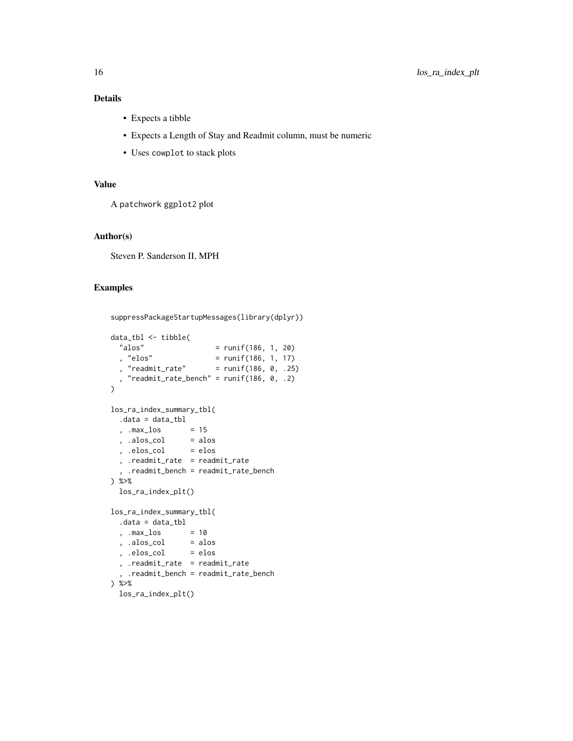## Details

- Expects a tibble
- Expects a Length of Stay and Readmit column, must be numeric
- Uses `cowplot` to stack plots

## Value

A `patchwork` `ggplot2` plot

## Author(s)

Steven P. Sanderson II, MPH

## Examples

```
suppressPackageStartupMessages(library(dplyr))

data_tbl <- tibble(
  "alos"                = runif(186, 1, 20)
  , "elos"              = runif(186, 1, 17)
  , "readmit_rate"      = runif(186, 0, .25)
  , "readmit_rate_bench" = runif(186, 0, .2)
)

los_ra_index_summary_tbl(
  .data = data_tbl
  , .max_los       = 15
  , .alos_col      = alos
  , .elos_col      = elos
  , .readmit_rate  = readmit_rate
  , .readmit_bench = readmit_rate_bench
) %>%
  los_ra_index_plt()

los_ra_index_summary_tbl(
  .data = data_tbl
  , .max_los       = 10
  , .alos_col      = alos
  , .elos_col      = elos
  , .readmit_rate  = readmit_rate
  , .readmit_bench = readmit_rate_bench
) %>%
  los_ra_index_plt()
```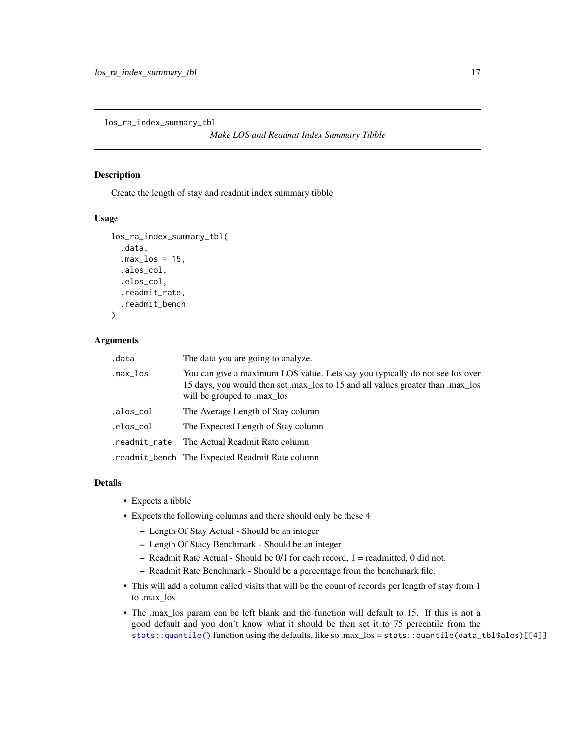```
los_ra_index_summary_tbl
```

*Make LOS and Readmit Index Summary Tibble*

## Description

Create the length of stay and readmit index summary tibble

## Usage

```
los_ra_index_summary_tbl(
  .data,
  .max_los = 15,
  .alos_col,
  .elos_col,
  .readmit_rate,
  .readmit_bench
)
```

## Arguments

| | |
|---|---|
| `.data` | The data you are going to analyze. |
| `.max_los` | You can give a maximum LOS value. Lets say you typically do not see los over 15 days, you would then set .max_los to 15 and all values greater than .max_los will be grouped to .max_los |
| `.alos_col` | The Average Length of Stay column |
| `.elos_col` | The Expected Length of Stay column |
| `.readmit_rate` | The Actual Readmit Rate column |
| `.readmit_bench` | The Expected Readmit Rate column |

## Details

- Expects a tibble
- Expects the following columns and there should only be these 4
  - Length Of Stay Actual - Should be an integer
  - Length Of Stacy Benchmark - Should be an integer
  - Readmit Rate Actual - Should be 0/1 for each record, 1 = readmitted, 0 did not.
  - Readmit Rate Benchmark - Should be a percentage from the benchmark file.
- This will add a column called visits that will be the count of records per length of stay from 1 to .max_los
- The .max_los param can be left blank and the function will default to 15. If this is not a good default and you don't know what it should be then set it to 75 percentile from the `stats::quantile()` function using the defaults, like so .max_los = `stats::quantile(data_tbl$alos)[[4]]`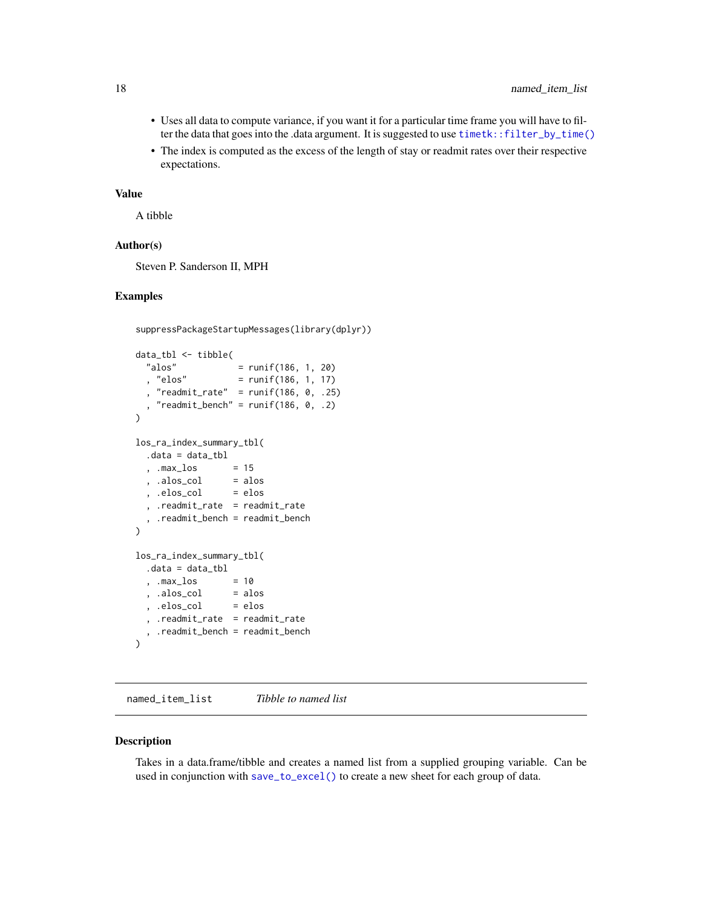- Uses all data to compute variance, if you want it for a particular time frame you will have to filter the data that goes into the .data argument. It is suggested to use `timetk::filter_by_time()`
- The index is computed as the excess of the length of stay or readmit rates over their respective expectations.

### Value

A tibble

### Author(s)

Steven P. Sanderson II, MPH

### Examples

```
suppressPackageStartupMessages(library(dplyr))

data_tbl <- tibble(
  "alos"            = runif(186, 1, 20)
  , "elos"          = runif(186, 1, 17)
  , "readmit_rate"  = runif(186, 0, .25)
  , "readmit_bench" = runif(186, 0, .2)
)

los_ra_index_summary_tbl(
  .data = data_tbl
  , .max_los       = 15
  , .alos_col      = alos
  , .elos_col      = elos
  , .readmit_rate  = readmit_rate
  , .readmit_bench = readmit_bench
)

los_ra_index_summary_tbl(
  .data = data_tbl
  , .max_los       = 10
  , .alos_col      = alos
  , .elos_col      = elos
  , .readmit_rate  = readmit_rate
  , .readmit_bench = readmit_bench
)
```

## named_item_list    *Tibble to named list*

### Description

Takes in a data.frame/tibble and creates a named list from a supplied grouping variable. Can be used in conjunction with `save_to_excel()` to create a new sheet for each group of data.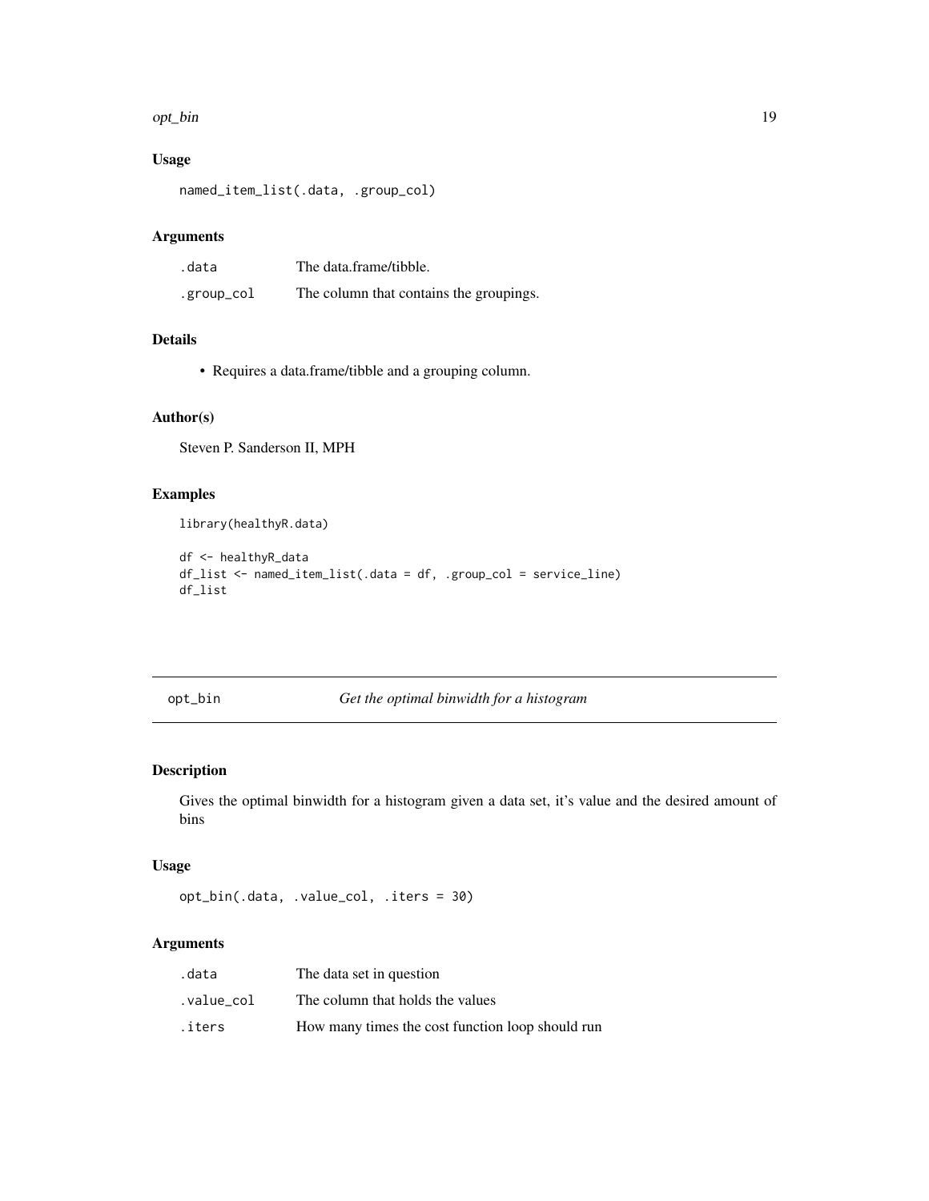### Usage

```
named_item_list(.data, .group_col)
```

### Arguments

| | |
|---|---|
| `.data` | The data.frame/tibble. |
| `.group_col` | The column that contains the groupings. |

### Details

- Requires a data.frame/tibble and a grouping column.

### Author(s)

Steven P. Sanderson II, MPH

### Examples

```
library(healthyR.data)

df <- healthyR_data
df_list <- named_item_list(.data = df, .group_col = service_line)
df_list
```

---

## opt_bin *Get the optimal binwidth for a histogram*

### Description

Gives the optimal binwidth for a histogram given a data set, it's value and the desired amount of bins

### Usage

```
opt_bin(.data, .value_col, .iters = 30)
```

### Arguments

| | |
|---|---|
| `.data` | The data set in question |
| `.value_col` | The column that holds the values |
| `.iters` | How many times the cost function loop should run |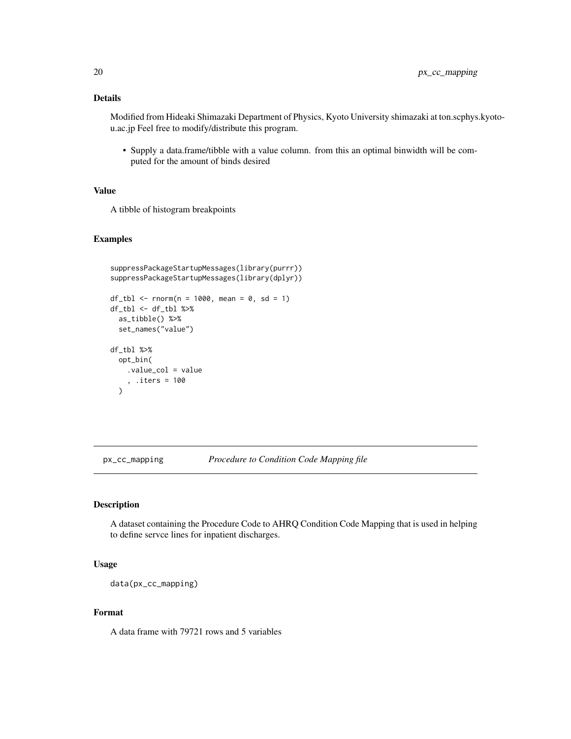## Details

Modified from Hideaki Shimazaki Department of Physics, Kyoto University shimazaki at ton.scphys.kyoto-u.ac.jp Feel free to modify/distribute this program.

- Supply a data.frame/tibble with a value column. from this an optimal binwidth will be computed for the amount of binds desired

## Value

A tibble of histogram breakpoints

## Examples

```
suppressPackageStartupMessages(library(purrr))
suppressPackageStartupMessages(library(dplyr))

df_tbl <- rnorm(n = 1000, mean = 0, sd = 1)
df_tbl <- df_tbl %>%
  as_tibble() %>%
  set_names("value")

df_tbl %>%
  opt_bin(
    .value_col = value
    , .iters = 100
  )
```

---

# px_cc_mapping — *Procedure to Condition Code Mapping file*

## Description

A dataset containing the Procedure Code to AHRQ Condition Code Mapping that is used in helping to define servce lines for inpatient discharges.

## Usage

```
data(px_cc_mapping)
```

## Format

A data frame with 79721 rows and 5 variables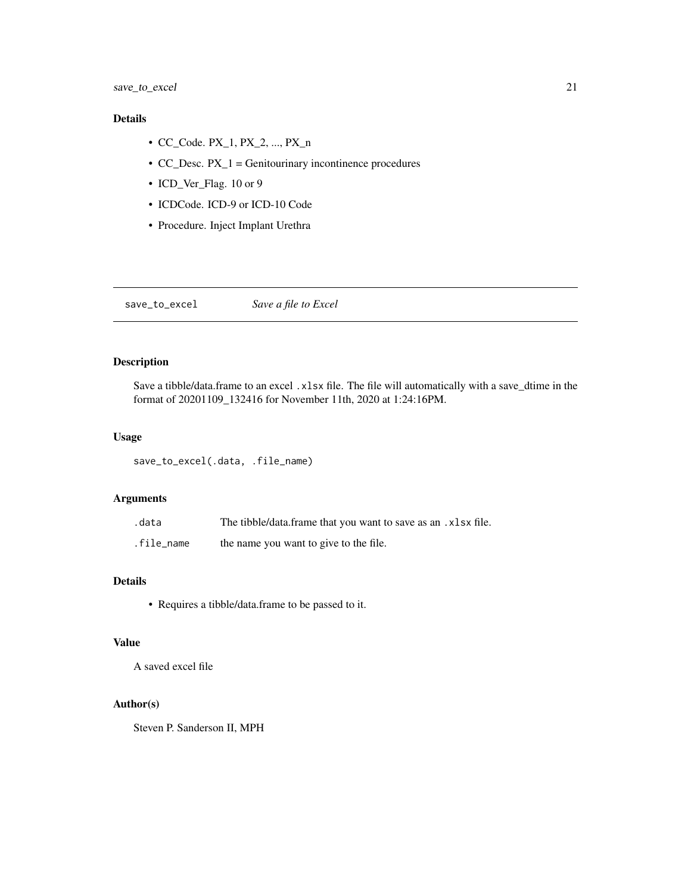### Details

- CC_Code. PX_1, PX_2, ..., PX_n
- CC_Desc. PX_1 = Genitourinary incontinence procedures
- ICD_Ver_Flag. 10 or 9
- ICDCode. ICD-9 or ICD-10 Code
- Procedure. Inject Implant Urethra

---

## save_to_excel *Save a file to Excel*

---

### Description

Save a tibble/data.frame to an excel `.xlsx` file. The file will automatically with a save_dtime in the format of 20201109_132416 for November 11th, 2020 at 1:24:16PM.

### Usage

```
save_to_excel(.data, .file_name)
```

### Arguments

| | |
|---|---|
| `.data` | The tibble/data.frame that you want to save as an `.xlsx` file. |
| `.file_name` | the name you want to give to the file. |

### Details

- Requires a tibble/data.frame to be passed to it.

### Value

A saved excel file

### Author(s)

Steven P. Sanderson II, MPH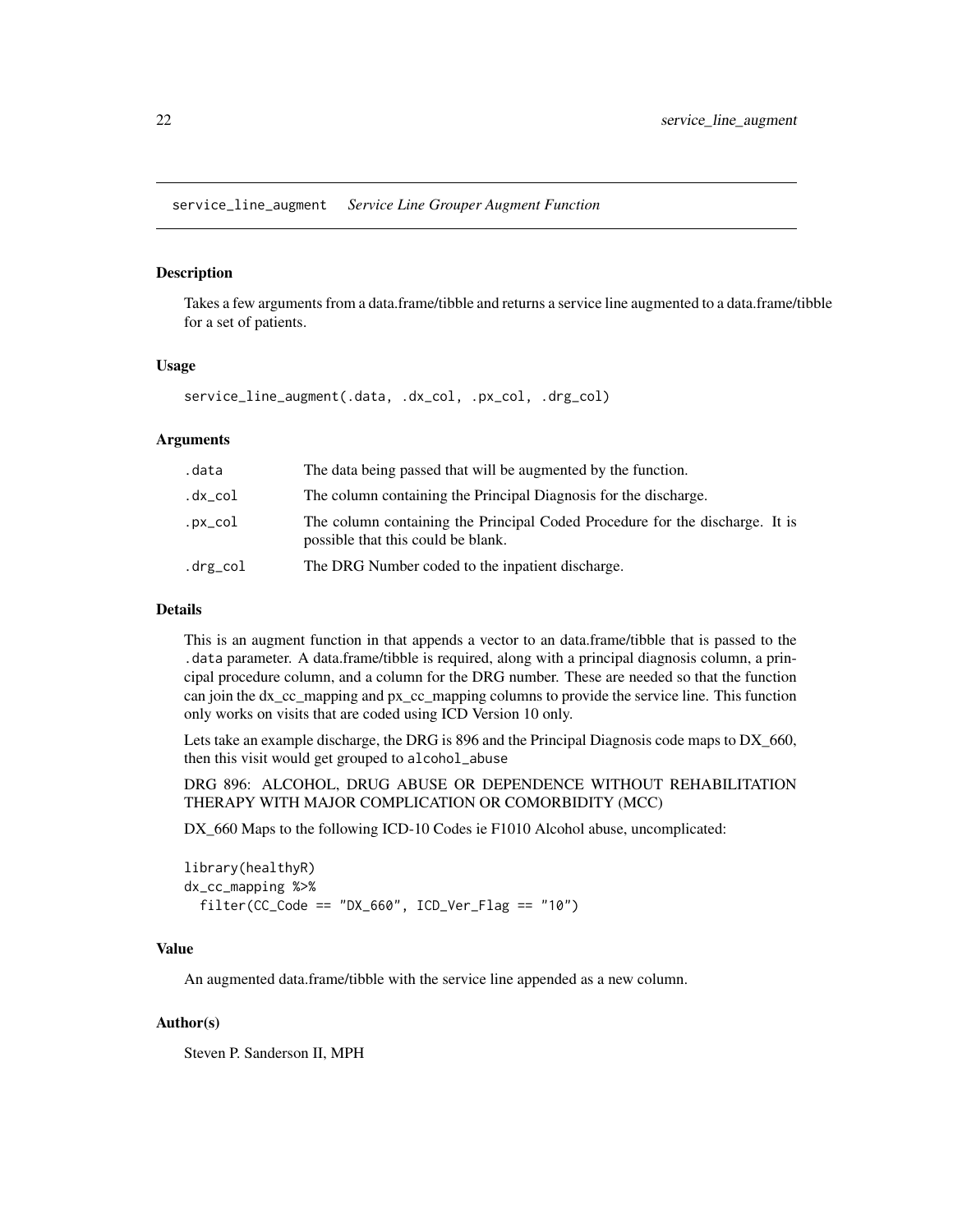service_line_augment    *Service Line Grouper Augment Function*

## Description

Takes a few arguments from a data.frame/tibble and returns a service line augmented to a data.frame/tibble for a set of patients.

## Usage

```
service_line_augment(.data, .dx_col, .px_col, .drg_col)
```

## Arguments

| | |
|---|---|
| `.data` | The data being passed that will be augmented by the function. |
| `.dx_col` | The column containing the Principal Diagnosis for the discharge. |
| `.px_col` | The column containing the Principal Coded Procedure for the discharge. It is possible that this could be blank. |
| `.drg_col` | The DRG Number coded to the inpatient discharge. |

## Details

This is an augment function in that appends a vector to an data.frame/tibble that is passed to the `.data` parameter. A data.frame/tibble is required, along with a principal diagnosis column, a principal procedure column, and a column for the DRG number. These are needed so that the function can join the dx_cc_mapping and px_cc_mapping columns to provide the service line. This function only works on visits that are coded using ICD Version 10 only.

Lets take an example discharge, the DRG is 896 and the Principal Diagnosis code maps to DX_660, then this visit would get grouped to `alcohol_abuse`

DRG 896: ALCOHOL, DRUG ABUSE OR DEPENDENCE WITHOUT REHABILITATION THERAPY WITH MAJOR COMPLICATION OR COMORBIDITY (MCC)

DX_660 Maps to the following ICD-10 Codes ie F1010 Alcohol abuse, uncomplicated:

```
library(healthyR)
dx_cc_mapping %>%
  filter(CC_Code == "DX_660", ICD_Ver_Flag == "10")
```

## Value

An augmented data.frame/tibble with the service line appended as a new column.

## Author(s)

Steven P. Sanderson II, MPH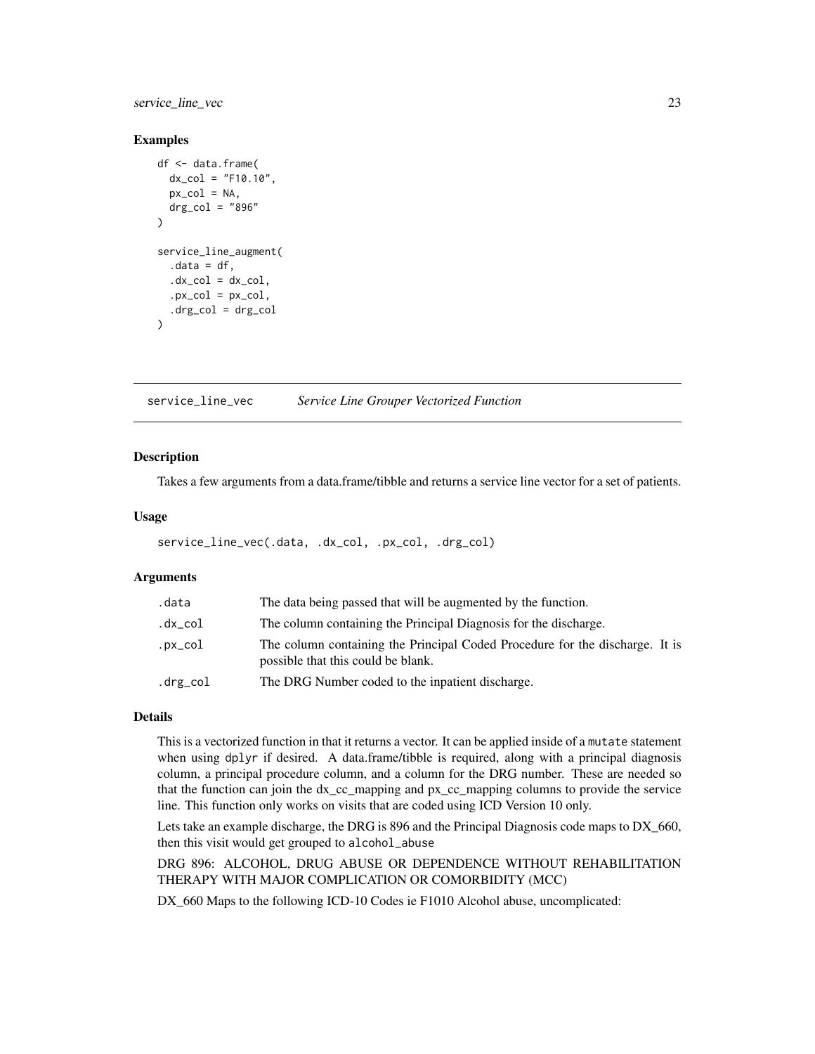### Examples

```
df <- data.frame(
  dx_col = "F10.10",
  px_col = NA,
  drg_col = "896"
)

service_line_augment(
  .data = df,
  .dx_col = dx_col,
  .px_col = px_col,
  .drg_col = drg_col
)
```

## service_line_vec *Service Line Grouper Vectorized Function*

### Description

Takes a few arguments from a data.frame/tibble and returns a service line vector for a set of patients.

### Usage

```
service_line_vec(.data, .dx_col, .px_col, .drg_col)
```

### Arguments

| | |
|---|---|
| .data | The data being passed that will be augmented by the function. |
| .dx_col | The column containing the Principal Diagnosis for the discharge. |
| .px_col | The column containing the Principal Coded Procedure for the discharge. It is possible that this could be blank. |
| .drg_col | The DRG Number coded to the inpatient discharge. |

### Details

This is a vectorized function in that it returns a vector. It can be applied inside of a `mutate` statement when using `dplyr` if desired. A data.frame/tibble is required, along with a principal diagnosis column, a principal procedure column, and a column for the DRG number. These are needed so that the function can join the dx_cc_mapping and px_cc_mapping columns to provide the service line. This function only works on visits that are coded using ICD Version 10 only.

Lets take an example discharge, the DRG is 896 and the Principal Diagnosis code maps to DX_660, then this visit would get grouped to `alcohol_abuse`

DRG 896: ALCOHOL, DRUG ABUSE OR DEPENDENCE WITHOUT REHABILITATION THERAPY WITH MAJOR COMPLICATION OR COMORBIDITY (MCC)

DX_660 Maps to the following ICD-10 Codes ie F1010 Alcohol abuse, uncomplicated: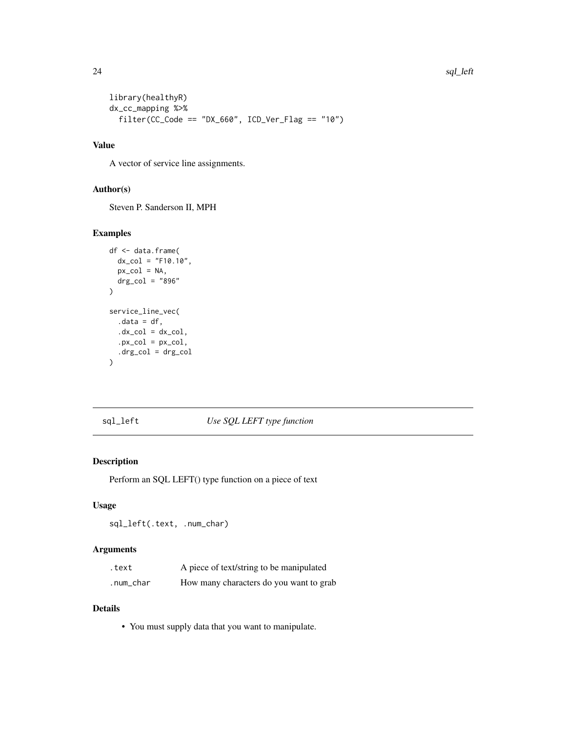```
library(healthyR)
dx_cc_mapping %>%
  filter(CC_Code == "DX_660", ICD_Ver_Flag == "10")
```

### Value

A vector of service line assignments.

### Author(s)

Steven P. Sanderson II, MPH

### Examples

```
df <- data.frame(
  dx_col = "F10.10",
  px_col = NA,
  drg_col = "896"
)

service_line_vec(
  .data = df,
  .dx_col = dx_col,
  .px_col = px_col,
  .drg_col = drg_col
)
```

---

## sql_left    *Use SQL LEFT type function*

---

### Description

Perform an SQL LEFT() type function on a piece of text

### Usage

```
sql_left(.text, .num_char)
```

### Arguments

| | |
|---|---|
| .text | A piece of text/string to be manipulated |
| .num_char | How many characters do you want to grab |

### Details

- You must supply data that you want to manipulate.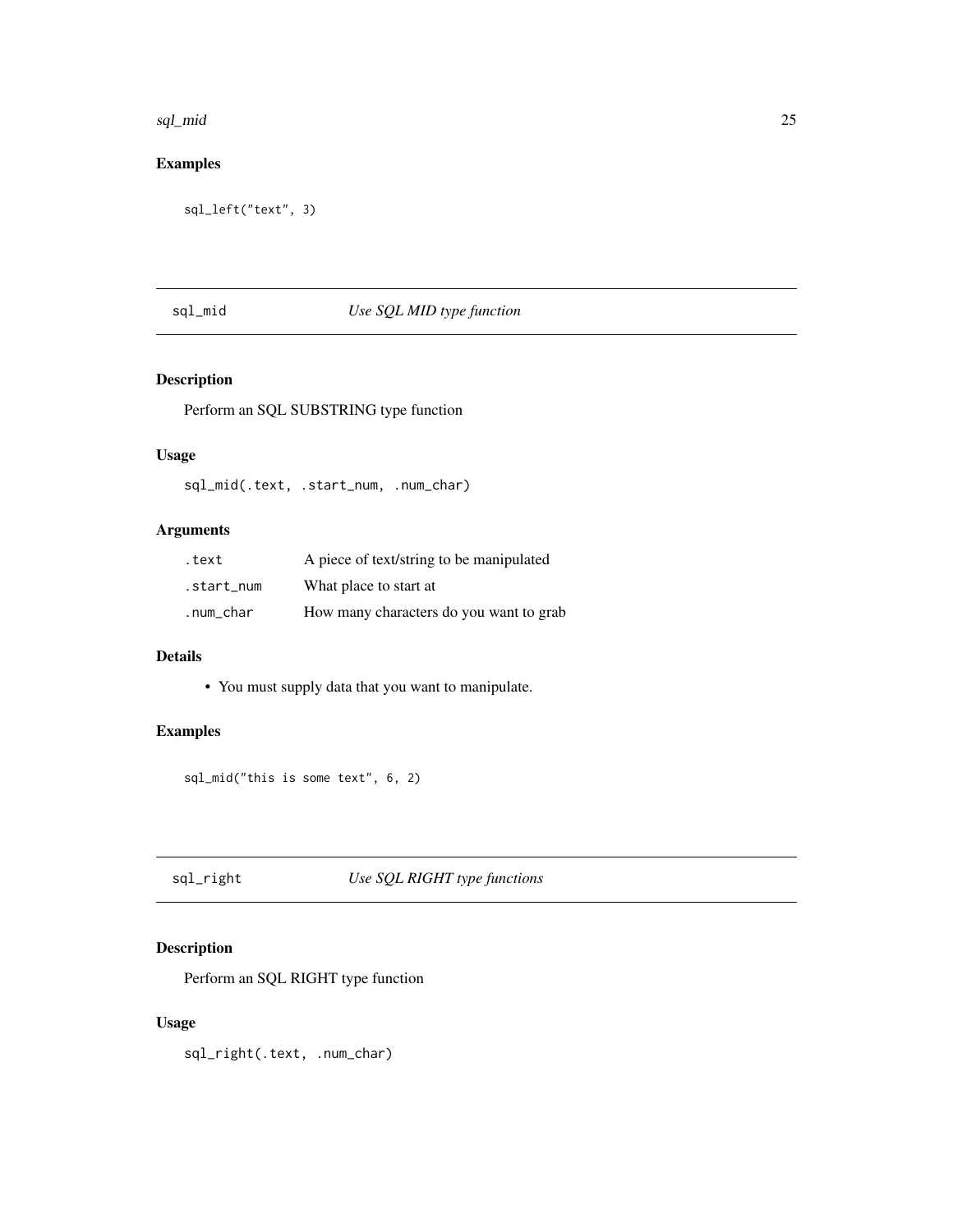## Examples

```
sql_left("text", 3)
```

---

## sql_mid *Use SQL MID type function*

### Description

Perform an SQL SUBSTRING type function

### Usage

```
sql_mid(.text, .start_num, .num_char)
```

### Arguments

| | |
|---|---|
| `.text` | A piece of text/string to be manipulated |
| `.start_num` | What place to start at |
| `.num_char` | How many characters do you want to grab |

### Details

- You must supply data that you want to manipulate.

### Examples

```
sql_mid("this is some text", 6, 2)
```

---

## sql_right *Use SQL RIGHT type functions*

### Description

Perform an SQL RIGHT type function

### Usage

```
sql_right(.text, .num_char)
```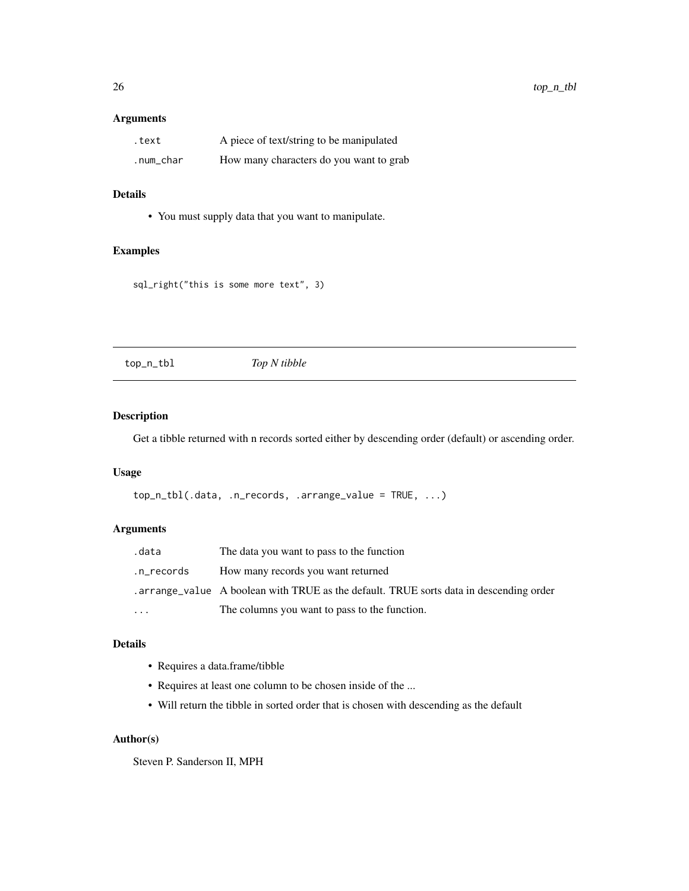### Arguments

| | |
|---|---|
| .text | A piece of text/string to be manipulated |
| .num_char | How many characters do you want to grab |

### Details

- You must supply data that you want to manipulate.

### Examples

```
sql_right("this is some more text", 3)
```

---

## top_n_tbl *Top N tibble*

---

### Description

Get a tibble returned with n records sorted either by descending order (default) or ascending order.

### Usage

```
top_n_tbl(.data, .n_records, .arrange_value = TRUE, ...)
```

### Arguments

| | |
|---|---|
| .data | The data you want to pass to the function |
| .n_records | How many records you want returned |
| .arrange_value | A boolean with TRUE as the default. TRUE sorts data in descending order |
| ... | The columns you want to pass to the function. |

### Details

- Requires a data.frame/tibble
- Requires at least one column to be chosen inside of the ...
- Will return the tibble in sorted order that is chosen with descending as the default

### Author(s)

Steven P. Sanderson II, MPH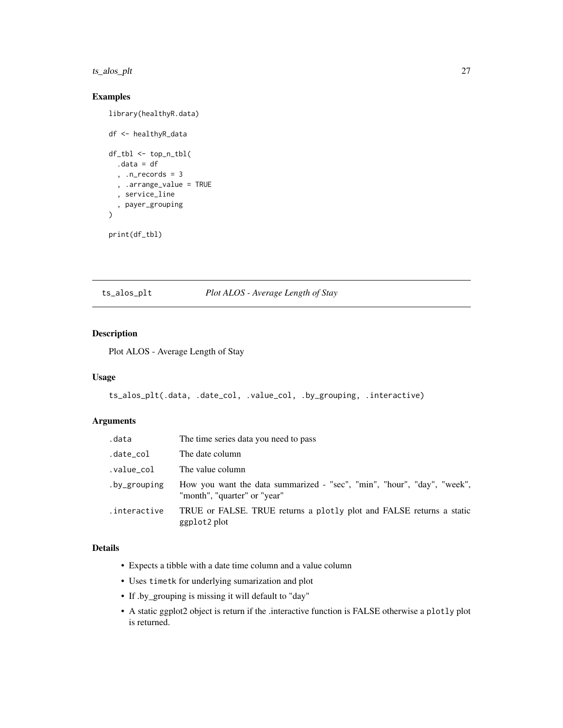## Examples

```
library(healthyR.data)

df <- healthyR_data

df_tbl <- top_n_tbl(
  .data = df
  , .n_records = 3
  , .arrange_value = TRUE
  , service_line
  , payer_grouping
)

print(df_tbl)
```

---

# ts_alos_plt *Plot ALOS - Average Length of Stay*

## Description

Plot ALOS - Average Length of Stay

## Usage

```
ts_alos_plt(.data, .date_col, .value_col, .by_grouping, .interactive)
```

## Arguments

| | |
|---|---|
| .data | The time series data you need to pass |
| .date_col | The date column |
| .value_col | The value column |
| .by_grouping | How you want the data summarized - "sec", "min", "hour", "day", "week", "month", "quarter" or "year" |
| .interactive | TRUE or FALSE. TRUE returns a plotly plot and FALSE returns a static ggplot2 plot |

## Details

- Expects a tibble with a date time column and a value column
- Uses timetk for underlying sumarization and plot
- If .by_grouping is missing it will default to "day"
- A static ggplot2 object is return if the .interactive function is FALSE otherwise a plotly plot is returned.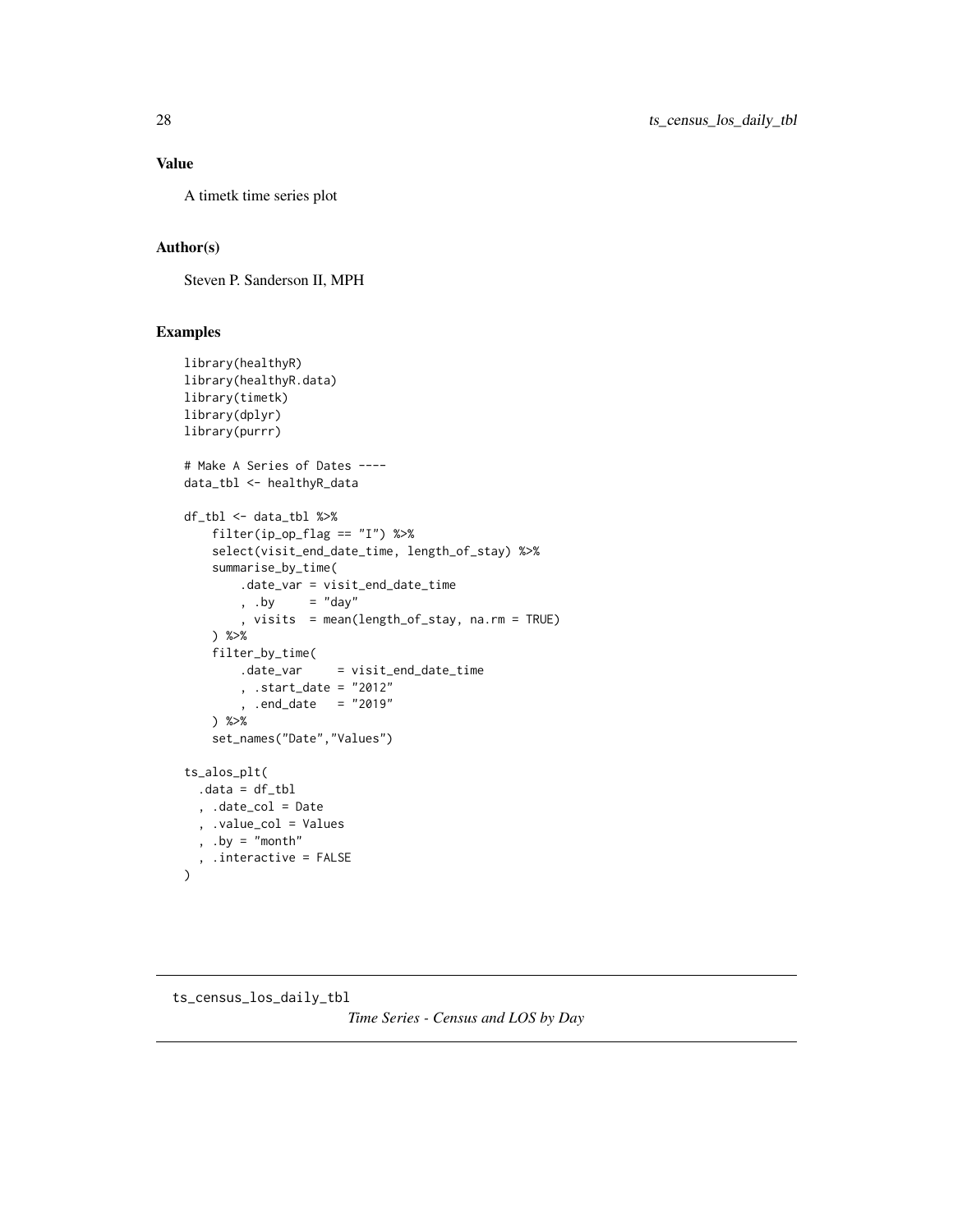## Value

A timetk time series plot

## Author(s)

Steven P. Sanderson II, MPH

## Examples

```
library(healthyR)
library(healthyR.data)
library(timetk)
library(dplyr)
library(purrr)

# Make A Series of Dates ----
data_tbl <- healthyR_data

df_tbl <- data_tbl %>%
    filter(ip_op_flag == "I") %>%
    select(visit_end_date_time, length_of_stay) %>%
    summarise_by_time(
        .date_var = visit_end_date_time
        , .by     = "day"
        , visits  = mean(length_of_stay, na.rm = TRUE)
    ) %>%
    filter_by_time(
        .date_var     = visit_end_date_time
        , .start_date = "2012"
        , .end_date   = "2019"
    ) %>%
    set_names("Date","Values")

ts_alos_plt(
  .data = df_tbl
  , .date_col = Date
  , .value_col = Values
  , .by = "month"
  , .interactive = FALSE
)
```

---

ts_census_los_daily_tbl

*Time Series - Census and LOS by Day*

---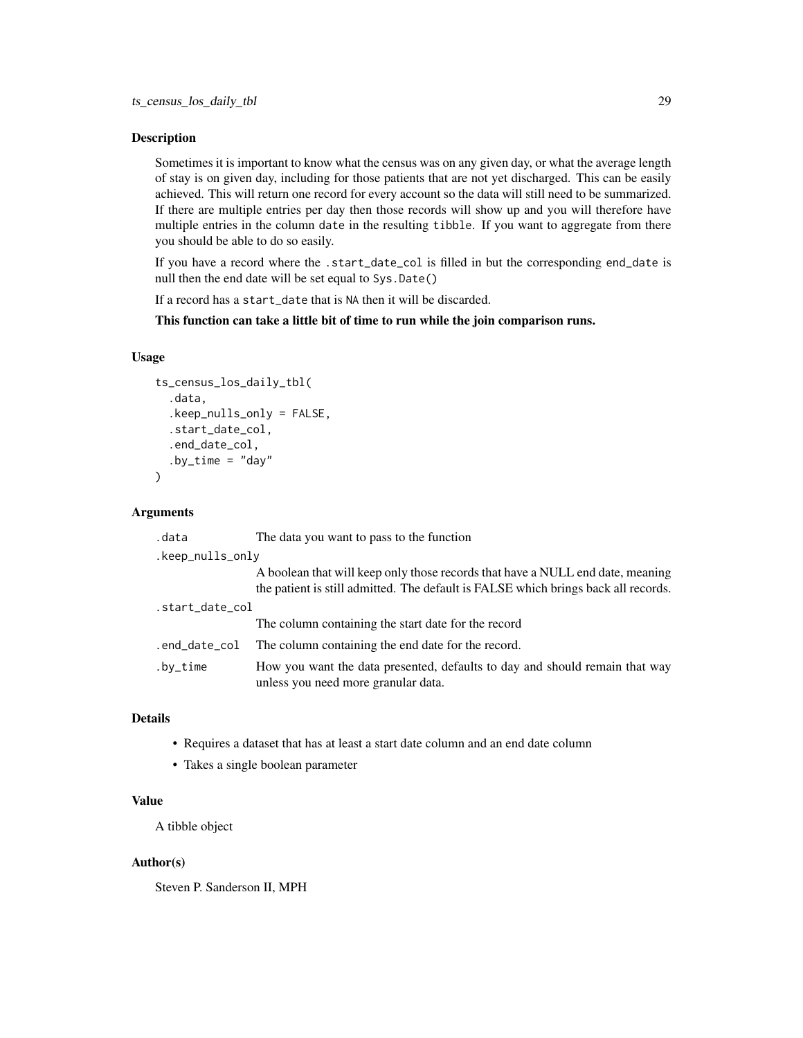### Description

Sometimes it is important to know what the census was on any given day, or what the average length of stay is on given day, including for those patients that are not yet discharged. This can be easily achieved. This will return one record for every account so the data will still need to be summarized. If there are multiple entries per day then those records will show up and you will therefore have multiple entries in the column date in the resulting tibble. If you want to aggregate from there you should be able to do so easily.

If you have a record where the .start_date_col is filled in but the corresponding end_date is null then the end date will be set equal to Sys.Date()

If a record has a start_date that is NA then it will be discarded.

**This function can take a little bit of time to run while the join comparison runs.**

### Usage

```
ts_census_los_daily_tbl(
  .data,
  .keep_nulls_only = FALSE,
  .start_date_col,
  .end_date_col,
  .by_time = "day"
)
```

### Arguments

| Argument | Description |
|---|---|
| .data | The data you want to pass to the function |
| .keep_nulls_only | A boolean that will keep only those records that have a NULL end date, meaning the patient is still admitted. The default is FALSE which brings back all records. |
| .start_date_col | The column containing the start date for the record |
| .end_date_col | The column containing the end date for the record. |
| .by_time | How you want the data presented, defaults to day and should remain that way unless you need more granular data. |

### Details

- Requires a dataset that has at least a start date column and an end date column
- Takes a single boolean parameter

### Value

A tibble object

### Author(s)

Steven P. Sanderson II, MPH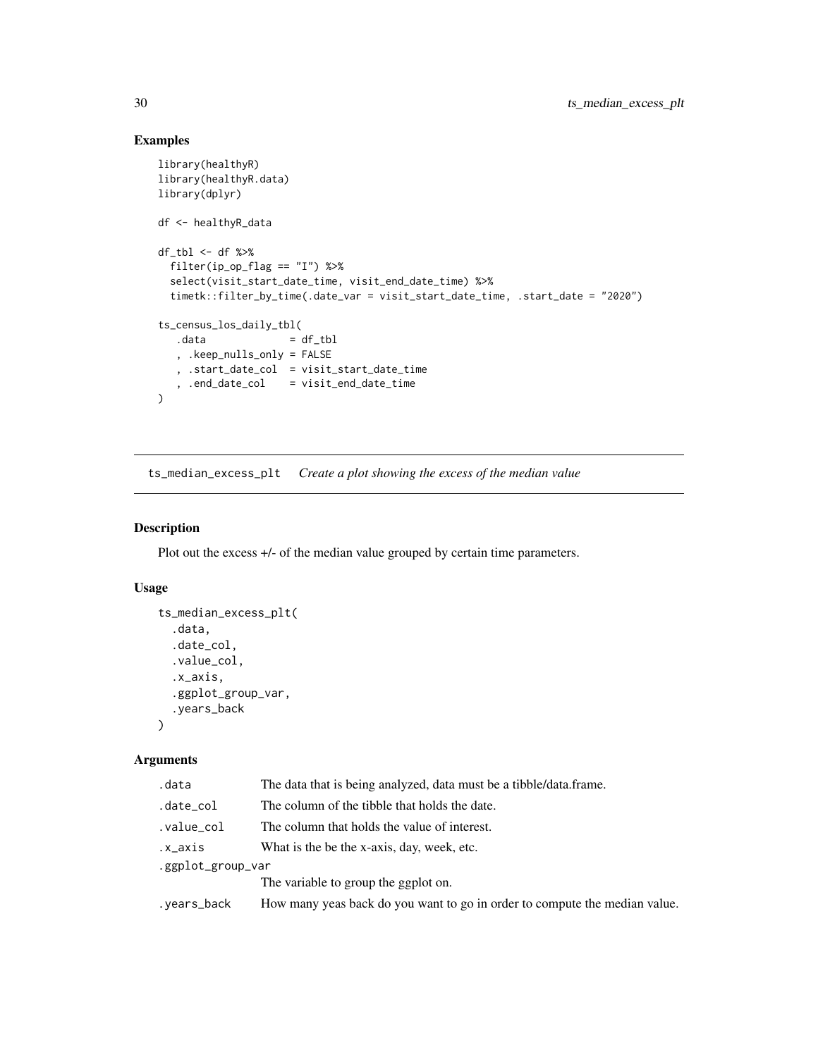## Examples

```
library(healthyR)
library(healthyR.data)
library(dplyr)

df <- healthyR_data

df_tbl <- df %>%
  filter(ip_op_flag == "I") %>%
  select(visit_start_date_time, visit_end_date_time) %>%
  timetk::filter_by_time(.date_var = visit_start_date_time, .start_date = "2020")

ts_census_los_daily_tbl(
   .data             = df_tbl
   , .keep_nulls_only = FALSE
   , .start_date_col  = visit_start_date_time
   , .end_date_col    = visit_end_date_time
)
```

---

# ts_median_excess_plt    *Create a plot showing the excess of the median value*

---

## Description

Plot out the excess +/- of the median value grouped by certain time parameters.

## Usage

```
ts_median_excess_plt(
  .data,
  .date_col,
  .value_col,
  .x_axis,
  .ggplot_group_var,
  .years_back
)
```

## Arguments

| | |
|---|---|
| .data | The data that is being analyzed, data must be a tibble/data.frame. |
| .date_col | The column of the tibble that holds the date. |
| .value_col | The column that holds the value of interest. |
| .x_axis | What is the be the x-axis, day, week, etc. |
| .ggplot_group_var | The variable to group the ggplot on. |
| .years_back | How many yeas back do you want to go in order to compute the median value. |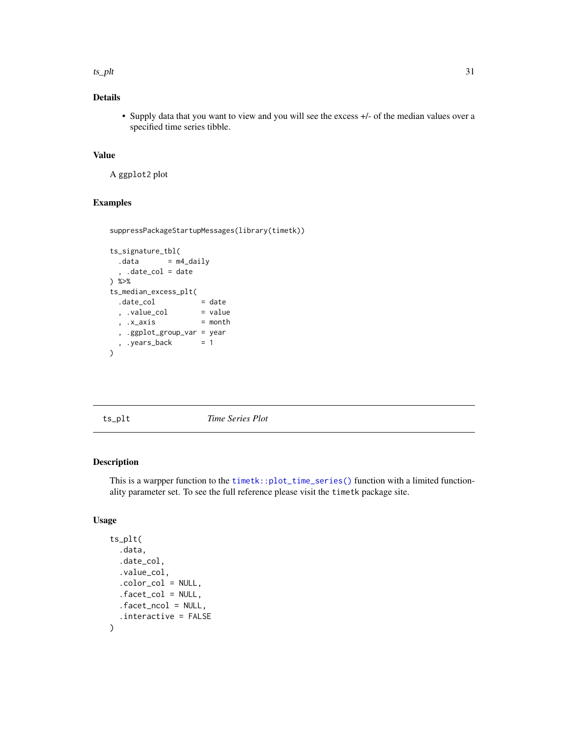### Details

- Supply data that you want to view and you will see the excess +/- of the median values over a specified time series tibble.

### Value

A `ggplot2` plot

### Examples

```
suppressPackageStartupMessages(library(timetk))

ts_signature_tbl(
  .data      = m4_daily
  , .date_col = date
) %>%
ts_median_excess_plt(
  .date_col          = date
  , .value_col        = value
  , .x_axis           = month
  , .ggplot_group_var = year
  , .years_back       = 1
)
```

---

## ts_plt *Time Series Plot*

---

### Description

This is a warpper function to the `timetk::plot_time_series()` function with a limited functionality parameter set. To see the full reference please visit the `timetk` package site.

### Usage

```
ts_plt(
  .data,
  .date_col,
  .value_col,
  .color_col = NULL,
  .facet_col = NULL,
  .facet_ncol = NULL,
  .interactive = FALSE
)
```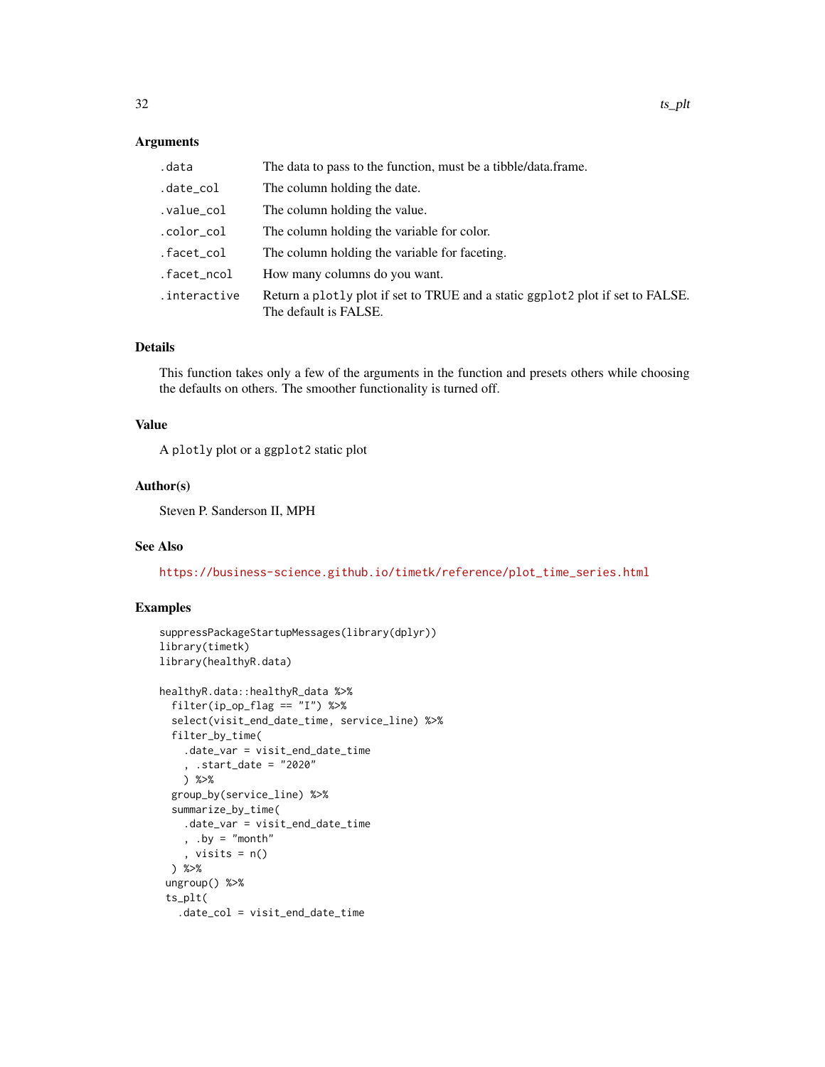### Arguments

| | |
|---|---|
| `.data` | The data to pass to the function, must be a tibble/data.frame. |
| `.date_col` | The column holding the date. |
| `.value_col` | The column holding the value. |
| `.color_col` | The column holding the variable for color. |
| `.facet_col` | The column holding the variable for faceting. |
| `.facet_ncol` | How many columns do you want. |
| `.interactive` | Return a `plotly` plot if set to TRUE and a static `ggplot2` plot if set to FALSE. The default is FALSE. |

### Details

This function takes only a few of the arguments in the function and presets others while choosing the defaults on others. The smoother functionality is turned off.

### Value

A `plotly` plot or a `ggplot2` static plot

### Author(s)

Steven P. Sanderson II, MPH

### See Also

https://business-science.github.io/timetk/reference/plot_time_series.html

### Examples

```
suppressPackageStartupMessages(library(dplyr))
library(timetk)
library(healthyR.data)

healthyR.data::healthyR_data %>%
  filter(ip_op_flag == "I") %>%
  select(visit_end_date_time, service_line) %>%
  filter_by_time(
    .date_var = visit_end_date_time
    , .start_date = "2020"
    ) %>%
  group_by(service_line) %>%
  summarize_by_time(
    .date_var = visit_end_date_time
    , .by = "month"
    , visits = n()
  ) %>%
 ungroup() %>%
 ts_plt(
   .date_col = visit_end_date_time
```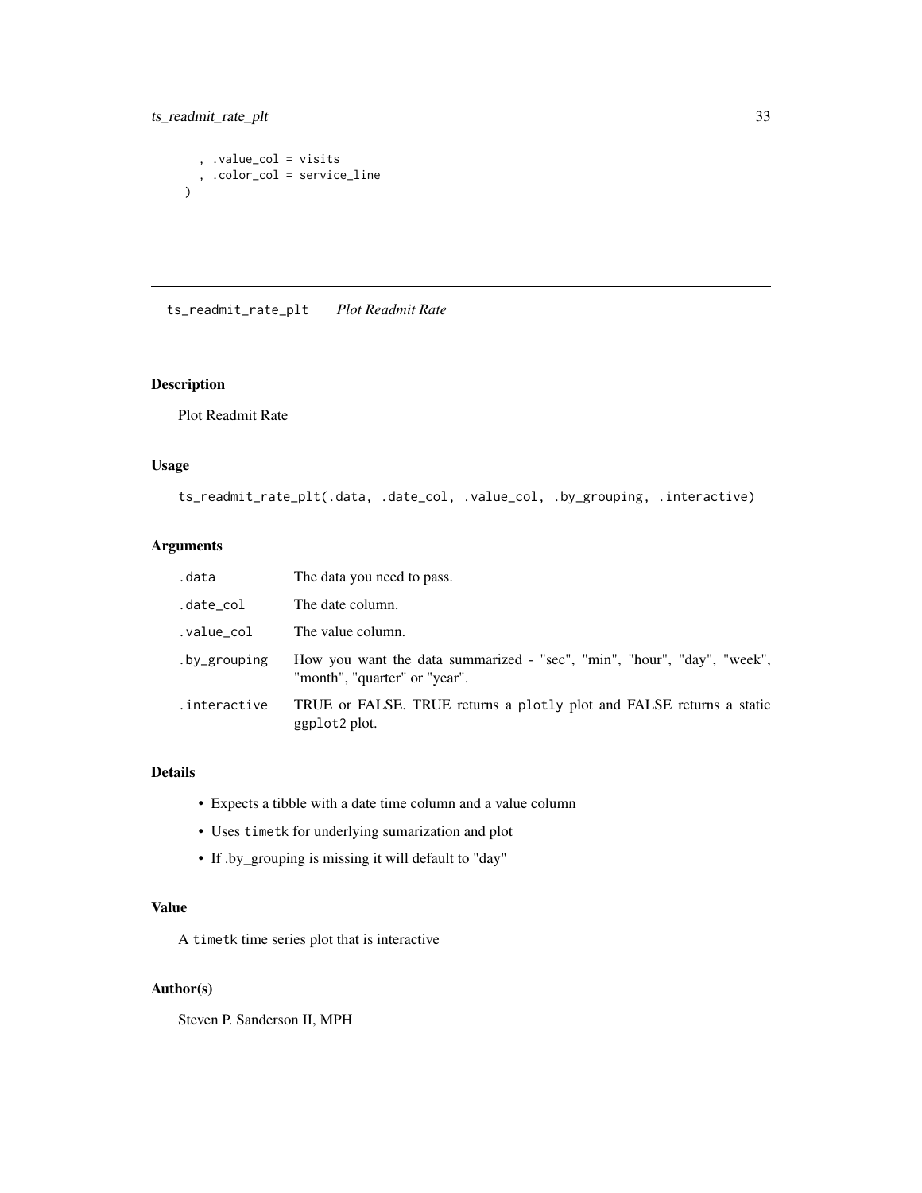```
    , .value_col = visits
    , .color_col = service_line
  )
```

## ts_readmit_rate_plt    *Plot Readmit Rate*

### Description

Plot Readmit Rate

### Usage

```
ts_readmit_rate_plt(.data, .date_col, .value_col, .by_grouping, .interactive)
```

### Arguments

| | |
|---|---|
| .data | The data you need to pass. |
| .date_col | The date column. |
| .value_col | The value column. |
| .by_grouping | How you want the data summarized - "sec", "min", "hour", "day", "week", "month", "quarter" or "year". |
| .interactive | TRUE or FALSE. TRUE returns a plotly plot and FALSE returns a static ggplot2 plot. |

### Details

- Expects a tibble with a date time column and a value column
- Uses timetk for underlying sumarization and plot
- If .by_grouping is missing it will default to "day"

### Value

A timetk time series plot that is interactive

### Author(s)

Steven P. Sanderson II, MPH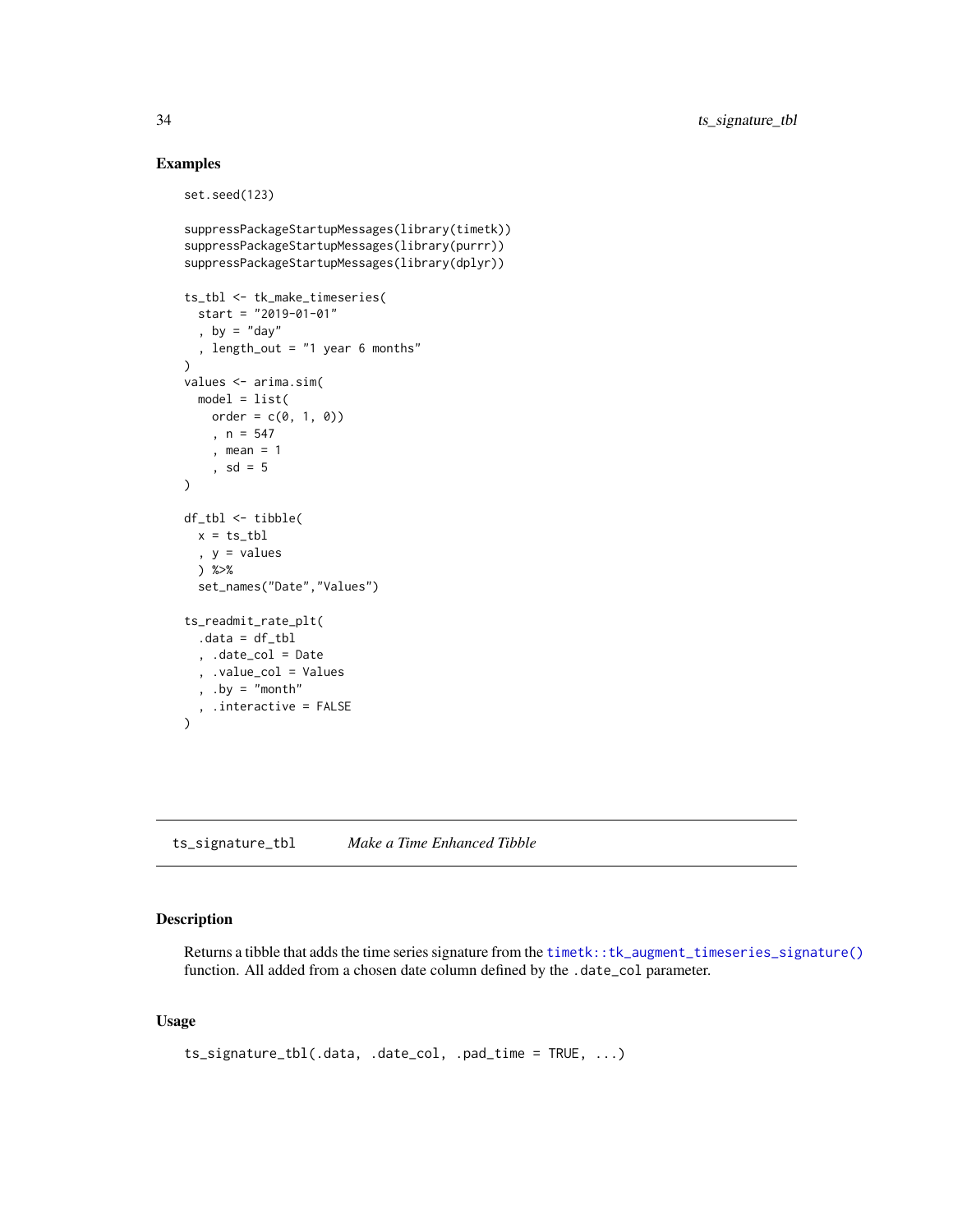## Examples

```
set.seed(123)

suppressPackageStartupMessages(library(timetk))
suppressPackageStartupMessages(library(purrr))
suppressPackageStartupMessages(library(dplyr))

ts_tbl <- tk_make_timeseries(
  start = "2019-01-01"
  , by = "day"
  , length_out = "1 year 6 months"
)
values <- arima.sim(
  model = list(
    order = c(0, 1, 0))
    , n = 547
    , mean = 1
    , sd = 5
)

df_tbl <- tibble(
  x = ts_tbl
  , y = values
  ) %>%
  set_names("Date","Values")

ts_readmit_rate_plt(
  .data = df_tbl
  , .date_col = Date
  , .value_col = Values
  , .by = "month"
  , .interactive = FALSE
)
```

---

# ts_signature_tbl    *Make a Time Enhanced Tibble*

---

## Description

Returns a tibble that adds the time series signature from the `timetk::tk_augment_timeseries_signature()` function. All added from a chosen date column defined by the `.date_col` parameter.

## Usage

```
ts_signature_tbl(.data, .date_col, .pad_time = TRUE, ...)
```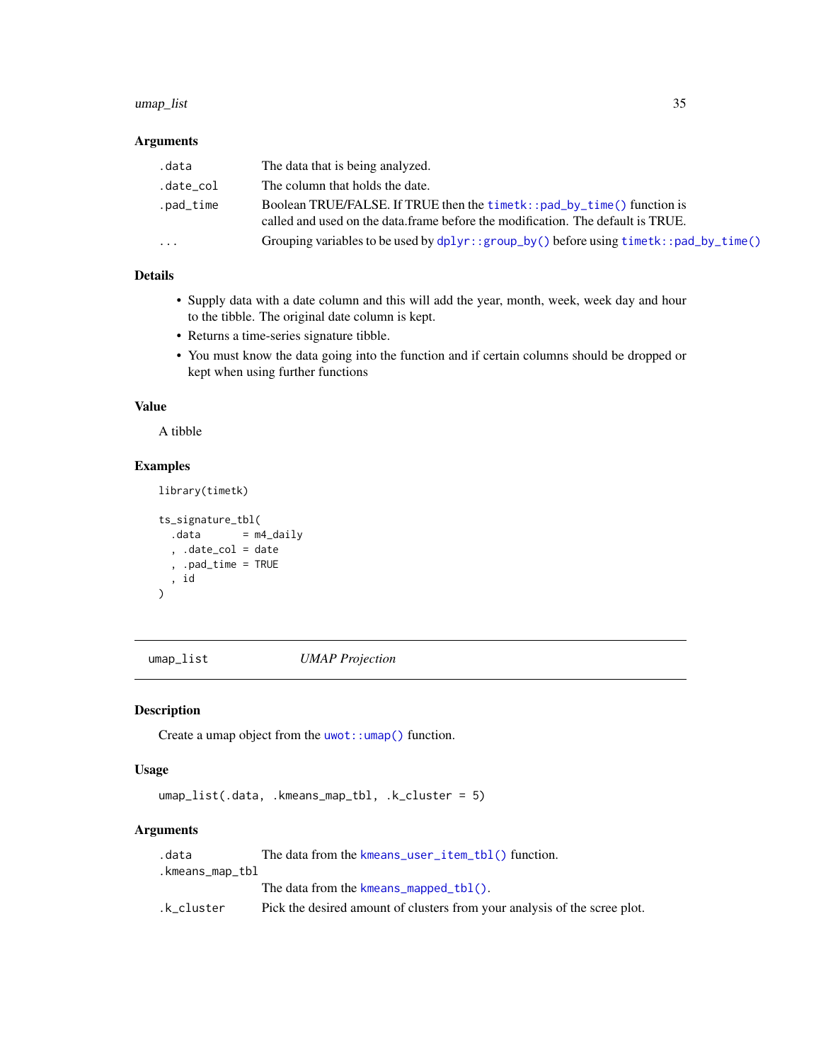### Arguments

| | |
|---|---|
| `.data` | The data that is being analyzed. |
| `.date_col` | The column that holds the date. |
| `.pad_time` | Boolean TRUE/FALSE. If TRUE then the `timetk::pad_by_time()` function is called and used on the data.frame before the modification. The default is TRUE. |
| `...` | Grouping variables to be used by `dplyr::group_by()` before using `timetk::pad_by_time()` |

### Details

- Supply data with a date column and this will add the year, month, week, week day and hour to the tibble. The original date column is kept.
- Returns a time-series signature tibble.
- You must know the data going into the function and if certain columns should be dropped or kept when using further functions

### Value

A tibble

### Examples

```
library(timetk)

ts_signature_tbl(
  .data       = m4_daily
  , .date_col = date
  , .pad_time = TRUE
  , id
)
```

---

## umap_list *UMAP Projection*

---

### Description

Create a umap object from the `uwot::umap()` function.

### Usage

```
umap_list(.data, .kmeans_map_tbl, .k_cluster = 5)
```

### Arguments

| | |
|---|---|
| `.data` | The data from the `kmeans_user_item_tbl()` function. |
| `.kmeans_map_tbl` | The data from the `kmeans_mapped_tbl()`. |
| `.k_cluster` | Pick the desired amount of clusters from your analysis of the scree plot. |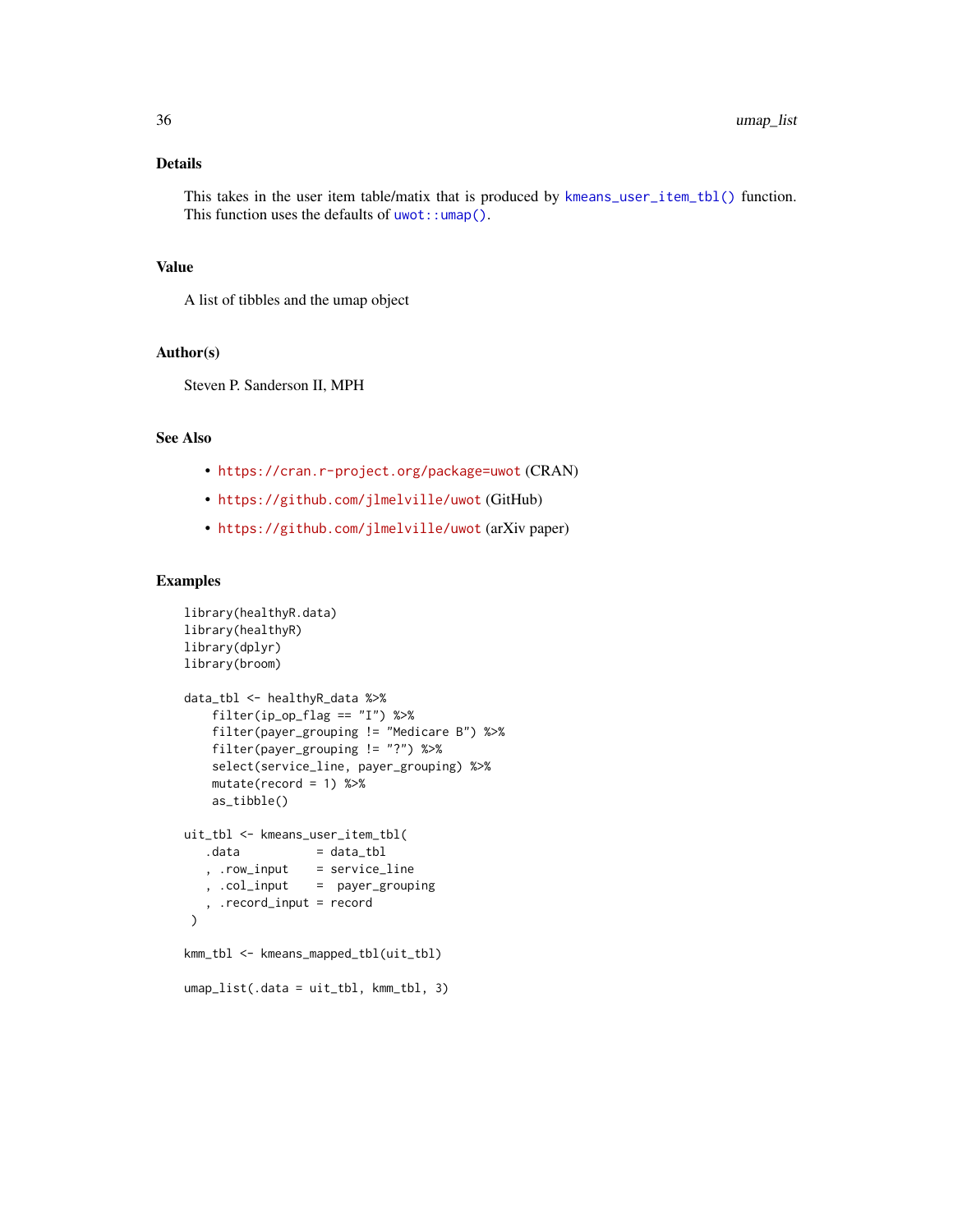## Details

This takes in the user item table/matix that is produced by `kmeans_user_item_tbl()` function. This function uses the defaults of `uwot::umap()`.

## Value

A list of tibbles and the umap object

## Author(s)

Steven P. Sanderson II, MPH

## See Also

- `https://cran.r-project.org/package=uwot` (CRAN)
- `https://github.com/jlmelville/uwot` (GitHub)
- `https://github.com/jlmelville/uwot` (arXiv paper)

## Examples

```
library(healthyR.data)
library(healthyR)
library(dplyr)
library(broom)

data_tbl <- healthyR_data %>%
    filter(ip_op_flag == "I") %>%
    filter(payer_grouping != "Medicare B") %>%
    filter(payer_grouping != "?") %>%
    select(service_line, payer_grouping) %>%
    mutate(record = 1) %>%
    as_tibble()

uit_tbl <- kmeans_user_item_tbl(
   .data           = data_tbl
   , .row_input    = service_line
   , .col_input    =  payer_grouping
   , .record_input = record
 )

kmm_tbl <- kmeans_mapped_tbl(uit_tbl)

umap_list(.data = uit_tbl, kmm_tbl, 3)
```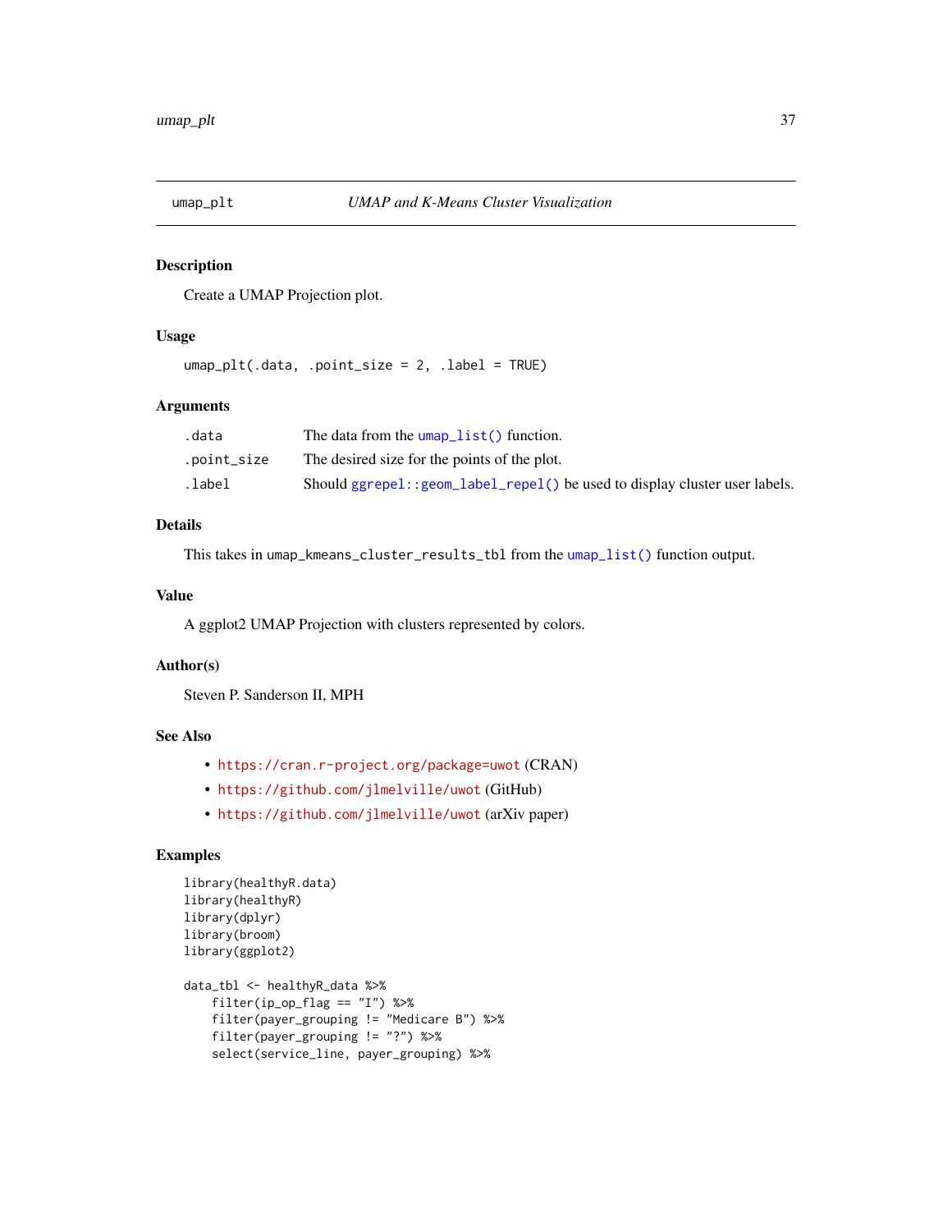## umap_plt — *UMAP and K-Means Cluster Visualization*

### Description

Create a UMAP Projection plot.

### Usage

```
umap_plt(.data, .point_size = 2, .label = TRUE)
```

### Arguments

| | |
|---|---|
| .data | The data from the umap_list() function. |
| .point_size | The desired size for the points of the plot. |
| .label | Should ggrepel::geom_label_repel() be used to display cluster user labels. |

### Details

This takes in umap_kmeans_cluster_results_tbl from the umap_list() function output.

### Value

A ggplot2 UMAP Projection with clusters represented by colors.

### Author(s)

Steven P. Sanderson II, MPH

### See Also

- https://cran.r-project.org/package=uwot (CRAN)
- https://github.com/jlmelville/uwot (GitHub)
- https://github.com/jlmelville/uwot (arXiv paper)

### Examples

```
library(healthyR.data)
library(healthyR)
library(dplyr)
library(broom)
library(ggplot2)

data_tbl <- healthyR_data %>%
    filter(ip_op_flag == "I") %>%
    filter(payer_grouping != "Medicare B") %>%
    filter(payer_grouping != "?") %>%
    select(service_line, payer_grouping) %>%
```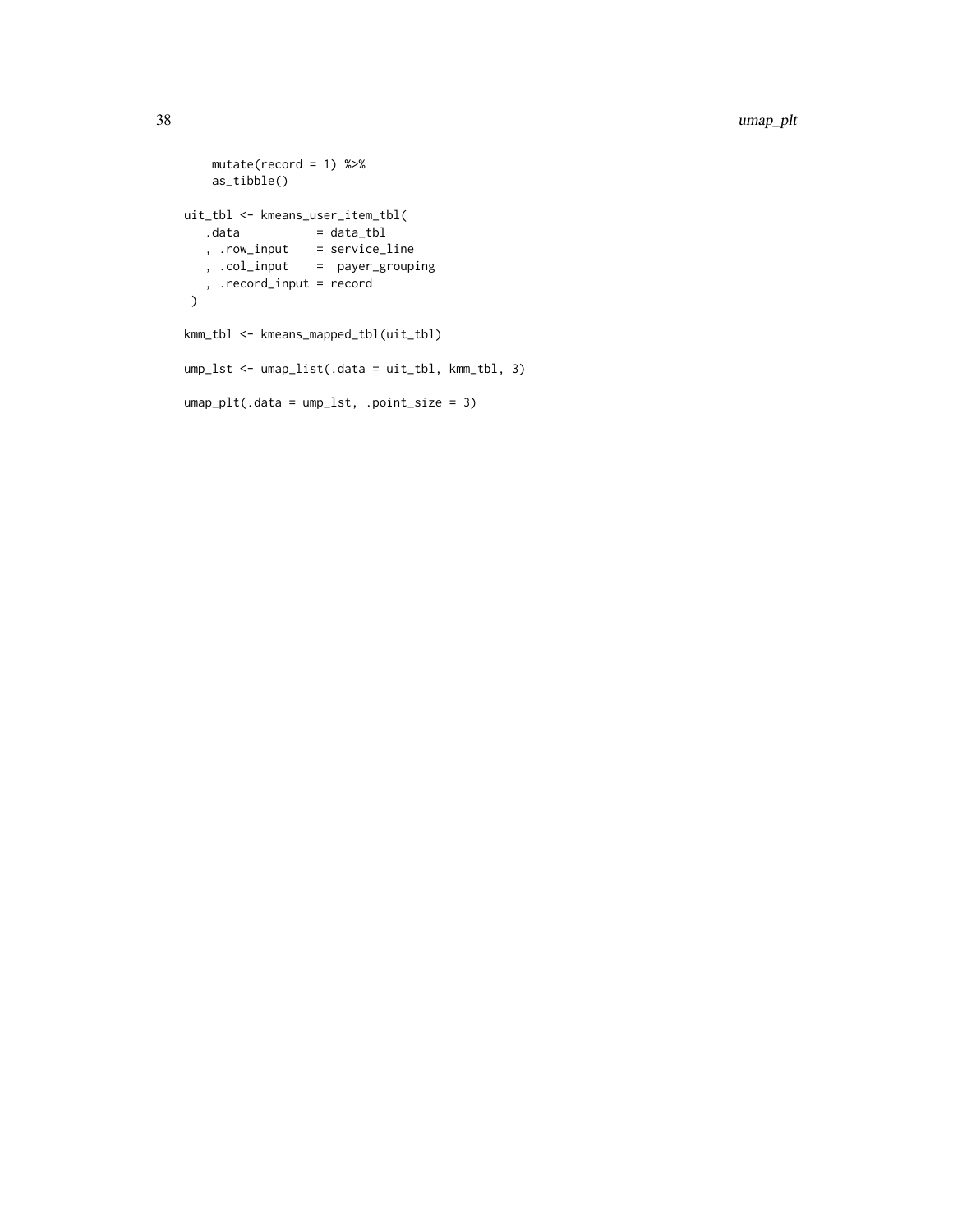```
    mutate(record = 1) %>%
    as_tibble()

uit_tbl <- kmeans_user_item_tbl(
   .data           = data_tbl
   , .row_input    = service_line
   , .col_input    =  payer_grouping
   , .record_input = record
 )

kmm_tbl <- kmeans_mapped_tbl(uit_tbl)

ump_lst <- umap_list(.data = uit_tbl, kmm_tbl, 3)

umap_plt(.data = ump_lst, .point_size = 3)
```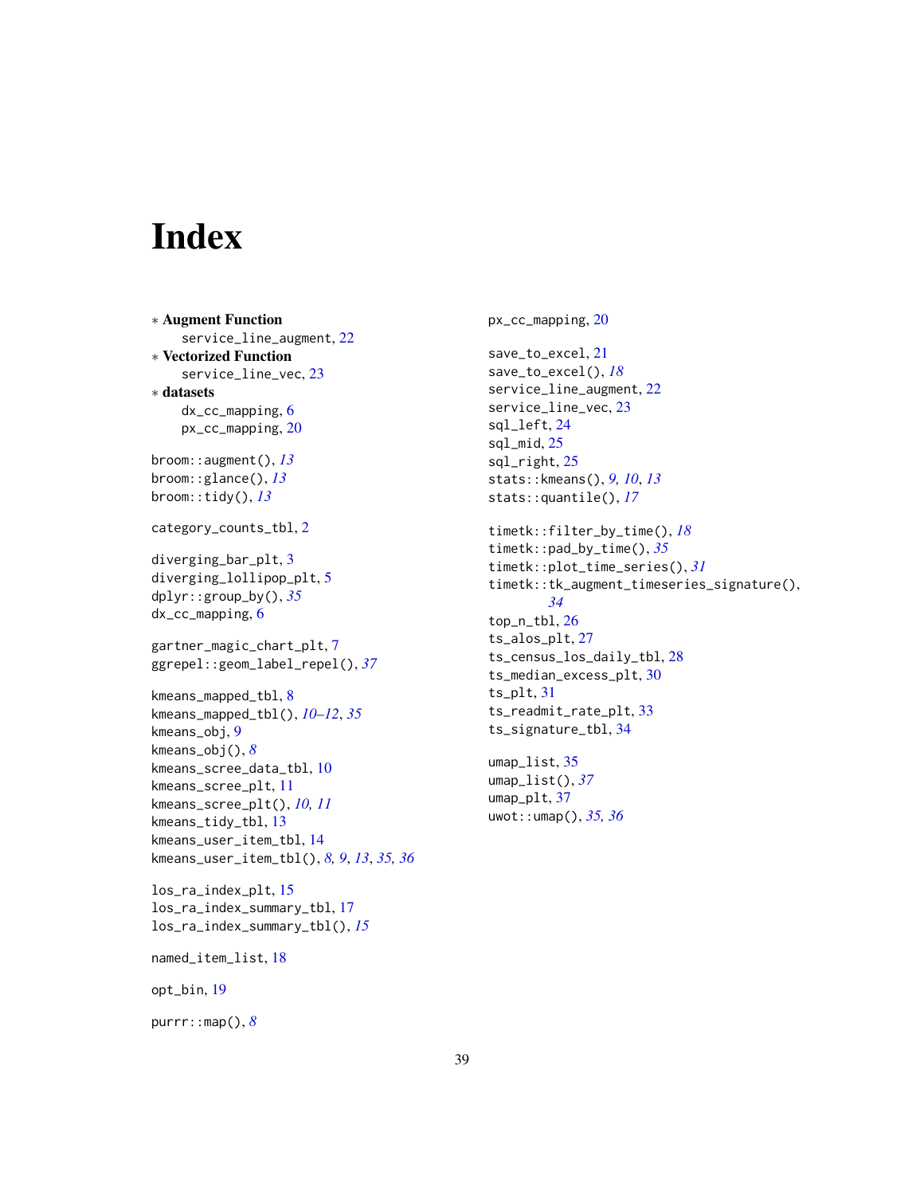# Index

∗ **Augment Function**
    service_line_augment, 22
∗ **Vectorized Function**
    service_line_vec, 23
∗ **datasets**
    dx_cc_mapping, 6
    px_cc_mapping, 20

broom::augment(), *13*
broom::glance(), *13*
broom::tidy(), *13*

category_counts_tbl, 2

diverging_bar_plt, 3
diverging_lollipop_plt, 5
dplyr::group_by(), *35*
dx_cc_mapping, 6

gartner_magic_chart_plt, 7
ggrepel::geom_label_repel(), *37*

kmeans_mapped_tbl, 8
kmeans_mapped_tbl(), *10–12*, *35*
kmeans_obj, 9
kmeans_obj(), *8*
kmeans_scree_data_tbl, 10
kmeans_scree_plt, 11
kmeans_scree_plt(), *10, 11*
kmeans_tidy_tbl, 13
kmeans_user_item_tbl, 14
kmeans_user_item_tbl(), *8, 9*, *13*, *35, 36*

los_ra_index_plt, 15
los_ra_index_summary_tbl, 17
los_ra_index_summary_tbl(), *15*

named_item_list, 18

opt_bin, 19

purrr::map(), *8*
px_cc_mapping, 20

save_to_excel, 21
save_to_excel(), *18*
service_line_augment, 22
service_line_vec, 23
sql_left, 24
sql_mid, 25
sql_right, 25
stats::kmeans(), *9, 10*, *13*
stats::quantile(), *17*

timetk::filter_by_time(), *18*
timetk::pad_by_time(), *35*
timetk::plot_time_series(), *31*
timetk::tk_augment_timeseries_signature(), *34*
top_n_tbl, 26
ts_alos_plt, 27
ts_census_los_daily_tbl, 28
ts_median_excess_plt, 30
ts_plt, 31
ts_readmit_rate_plt, 33
ts_signature_tbl, 34

umap_list, 35
umap_list(), *37*
umap_plt, 37
uwot::umap(), *35, 36*